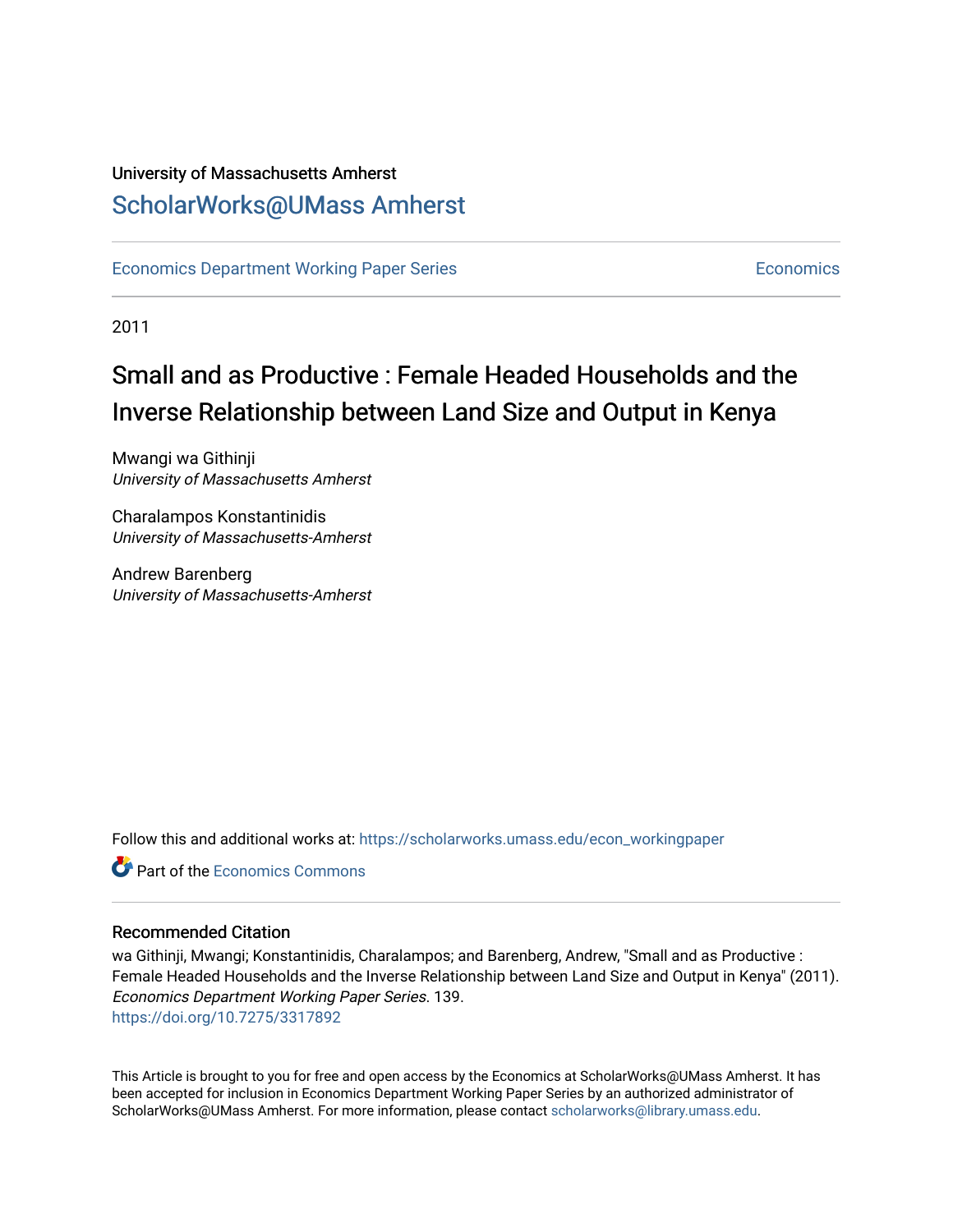University of Massachusetts Amherst

ScholarWorks@UMass Amherst

Economics Department Working Paper Series

Economics

2011

# Small and as Productive : Female Headed Households and the Inverse Relationship between Land Size and Output in Kenya

Mwangi wa Githinji
*University of Massachusetts Amherst*

Charalampos Konstantinidis
*University of Massachusetts-Amherst*

Andrew Barenberg
*University of Massachusetts-Amherst*

Follow this and additional works at: https://scholarworks.umass.edu/econ_workingpaper

Part of the Economics Commons

## Recommended Citation

wa Githinji, Mwangi; Konstantinidis, Charalampos; and Barenberg, Andrew, "Small and as Productive : Female Headed Households and the Inverse Relationship between Land Size and Output in Kenya" (2011). *Economics Department Working Paper Series*. 139.
https://doi.org/10.7275/3317892

This Article is brought to you for free and open access by the Economics at ScholarWorks@UMass Amherst. It has been accepted for inclusion in Economics Department Working Paper Series by an authorized administrator of ScholarWorks@UMass Amherst. For more information, please contact scholarworks@library.umass.edu.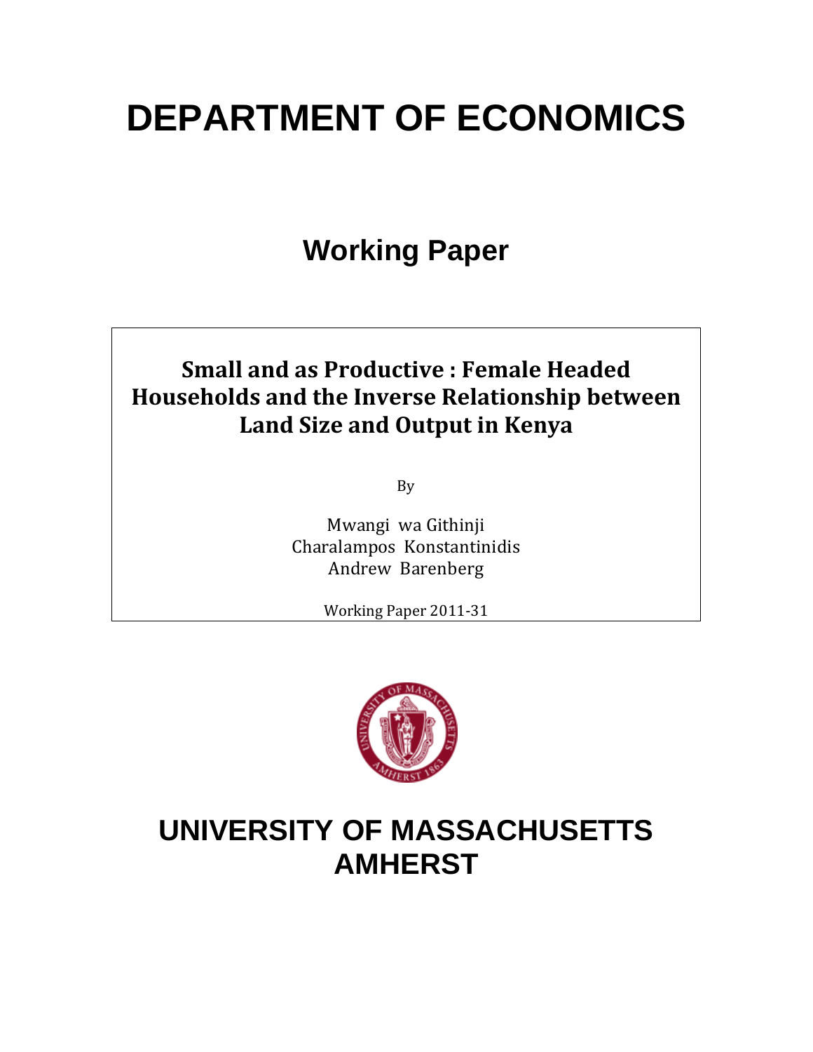# DEPARTMENT OF ECONOMICS

## Working Paper

### Small and as Productive : Female Headed Households and the Inverse Relationship between Land Size and Output in Kenya

By

Mwangi wa Githinji
Charalampos Konstantinidis
Andrew Barenberg

Working Paper 2011-31

# UNIVERSITY OF MASSACHUSETTS AMHERST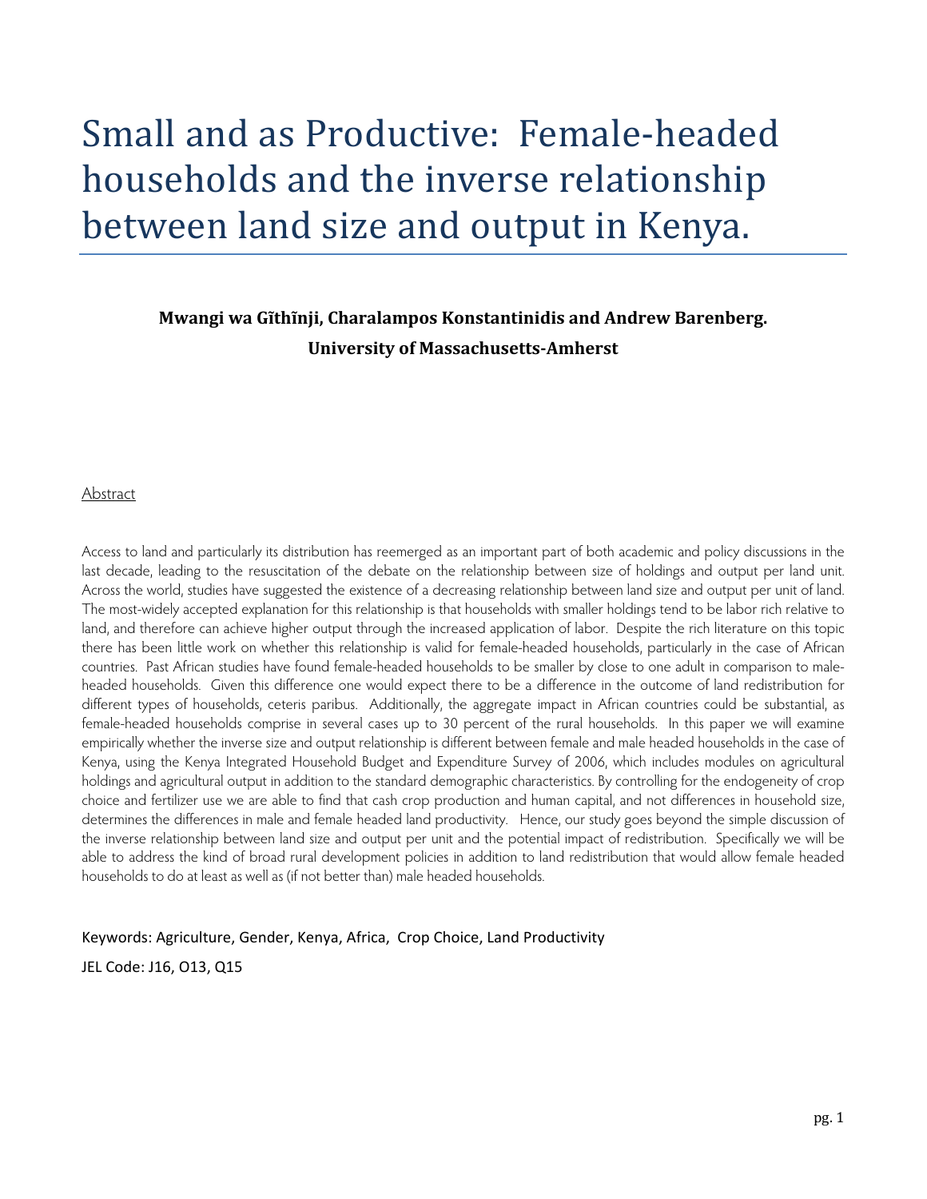# Small and as Productive: Female-headed households and the inverse relationship between land size and output in Kenya.

**Mwangi wa Gĩthĩnji, Charalampos Konstantinidis and Andrew Barenberg.**
**University of Massachusetts-Amherst**

Abstract

Access to land and particularly its distribution has reemerged as an important part of both academic and policy discussions in the last decade, leading to the resuscitation of the debate on the relationship between size of holdings and output per land unit. Across the world, studies have suggested the existence of a decreasing relationship between land size and output per unit of land. The most-widely accepted explanation for this relationship is that households with smaller holdings tend to be labor rich relative to land, and therefore can achieve higher output through the increased application of labor. Despite the rich literature on this topic there has been little work on whether this relationship is valid for female-headed households, particularly in the case of African countries. Past African studies have found female-headed households to be smaller by close to one adult in comparison to male-headed households. Given this difference one would expect there to be a difference in the outcome of land redistribution for different types of households, ceteris paribus. Additionally, the aggregate impact in African countries could be substantial, as female-headed households comprise in several cases up to 30 percent of the rural households. In this paper we will examine empirically whether the inverse size and output relationship is different between female and male headed households in the case of Kenya, using the Kenya Integrated Household Budget and Expenditure Survey of 2006, which includes modules on agricultural holdings and agricultural output in addition to the standard demographic characteristics. By controlling for the endogeneity of crop choice and fertilizer use we are able to find that cash crop production and human capital, and not differences in household size, determines the differences in male and female headed land productivity. Hence, our study goes beyond the simple discussion of the inverse relationship between land size and output per unit and the potential impact of redistribution. Specifically we will be able to address the kind of broad rural development policies in addition to land redistribution that would allow female headed households to do at least as well as (if not better than) male headed households.

Keywords: Agriculture, Gender, Kenya, Africa, Crop Choice, Land Productivity

JEL Code: J16, O13, Q15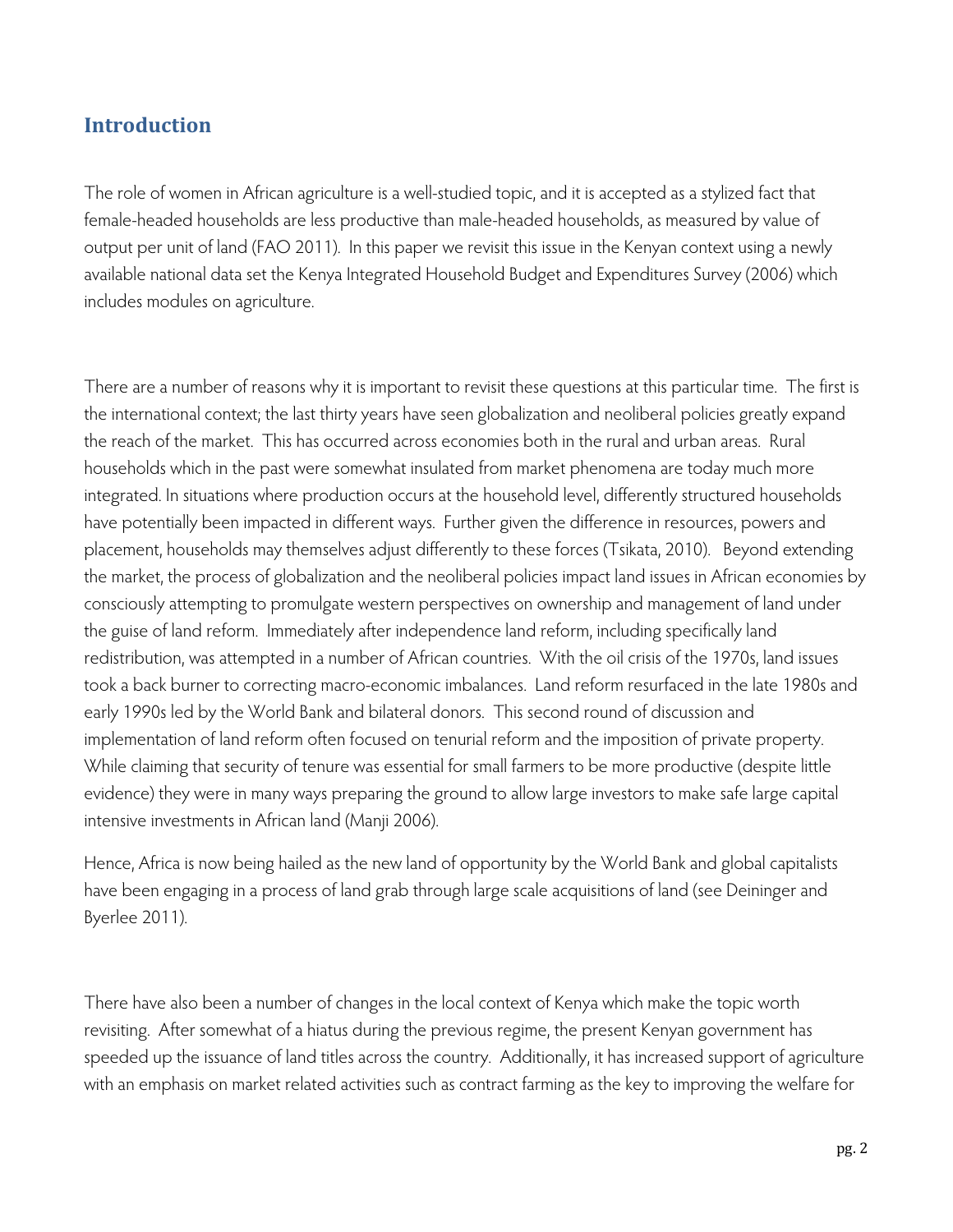## Introduction

The role of women in African agriculture is a well-studied topic, and it is accepted as a stylized fact that female-headed households are less productive than male-headed households, as measured by value of output per unit of land (FAO 2011). In this paper we revisit this issue in the Kenyan context using a newly available national data set the Kenya Integrated Household Budget and Expenditures Survey (2006) which includes modules on agriculture.

There are a number of reasons why it is important to revisit these questions at this particular time. The first is the international context; the last thirty years have seen globalization and neoliberal policies greatly expand the reach of the market. This has occurred across economies both in the rural and urban areas. Rural households which in the past were somewhat insulated from market phenomena are today much more integrated. In situations where production occurs at the household level, differently structured households have potentially been impacted in different ways. Further given the difference in resources, powers and placement, households may themselves adjust differently to these forces (Tsikata, 2010). Beyond extending the market, the process of globalization and the neoliberal policies impact land issues in African economies by consciously attempting to promulgate western perspectives on ownership and management of land under the guise of land reform. Immediately after independence land reform, including specifically land redistribution, was attempted in a number of African countries. With the oil crisis of the 1970s, land issues took a back burner to correcting macro-economic imbalances. Land reform resurfaced in the late 1980s and early 1990s led by the World Bank and bilateral donors. This second round of discussion and implementation of land reform often focused on tenurial reform and the imposition of private property. While claiming that security of tenure was essential for small farmers to be more productive (despite little evidence) they were in many ways preparing the ground to allow large investors to make safe large capital intensive investments in African land (Manji 2006).

Hence, Africa is now being hailed as the new land of opportunity by the World Bank and global capitalists have been engaging in a process of land grab through large scale acquisitions of land (see Deininger and Byerlee 2011).

There have also been a number of changes in the local context of Kenya which make the topic worth revisiting. After somewhat of a hiatus during the previous regime, the present Kenyan government has speeded up the issuance of land titles across the country. Additionally, it has increased support of agriculture with an emphasis on market related activities such as contract farming as the key to improving the welfare for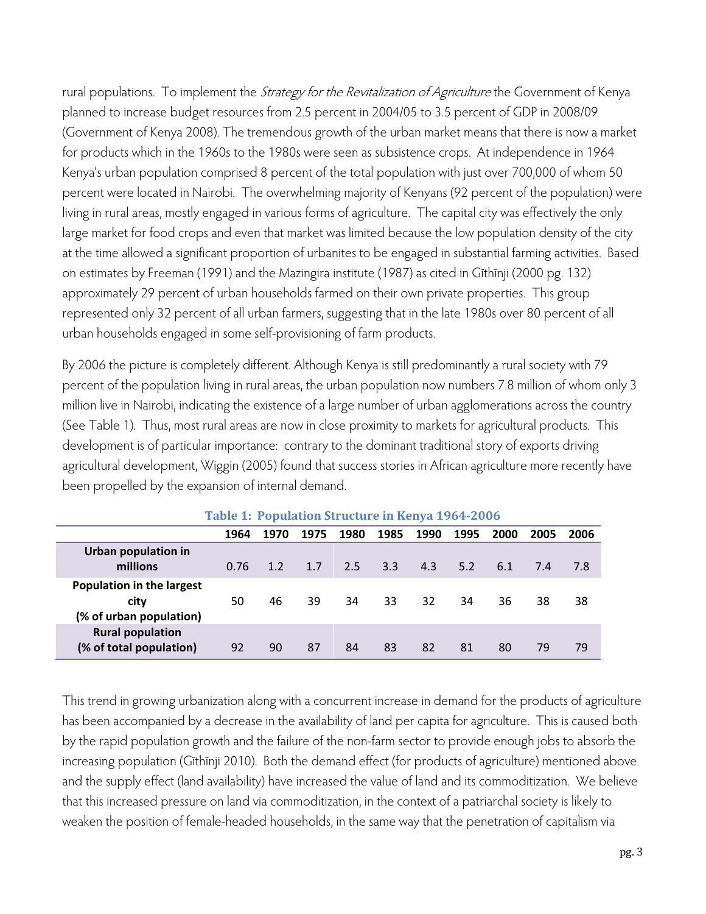rural populations. To implement the *Strategy for the Revitalization of Agriculture* the Government of Kenya planned to increase budget resources from 2.5 percent in 2004/05 to 3.5 percent of GDP in 2008/09 (Government of Kenya 2008). The tremendous growth of the urban market means that there is now a market for products which in the 1960s to the 1980s were seen as subsistence crops. At independence in 1964 Kenya's urban population comprised 8 percent of the total population with just over 700,000 of whom 50 percent were located in Nairobi. The overwhelming majority of Kenyans (92 percent of the population) were living in rural areas, mostly engaged in various forms of agriculture. The capital city was effectively the only large market for food crops and even that market was limited because the low population density of the city at the time allowed a significant proportion of urbanites to be engaged in substantial farming activities. Based on estimates by Freeman (1991) and the Mazingira institute (1987) as cited in Gĩthĩnji (2000 pg. 132) approximately 29 percent of urban households farmed on their own private properties. This group represented only 32 percent of all urban farmers, suggesting that in the late 1980s over 80 percent of all urban households engaged in some self-provisioning of farm products.

By 2006 the picture is completely different. Although Kenya is still predominantly a rural society with 79 percent of the population living in rural areas, the urban population now numbers 7.8 million of whom only 3 million live in Nairobi, indicating the existence of a large number of urban agglomerations across the country (See Table 1). Thus, most rural areas are now in close proximity to markets for agricultural products. This development is of particular importance: contrary to the dominant traditional story of exports driving agricultural development, Wiggin (2005) found that success stories in African agriculture more recently have been propelled by the expansion of internal demand.

**Table 1: Population Structure in Kenya 1964-2006**

| | 1964 | 1970 | 1975 | 1980 | 1985 | 1990 | 1995 | 2000 | 2005 | 2006 |
|---|---|---|---|---|---|---|---|---|---|---|
| **Urban population in millions** | 0.76 | 1.2 | 1.7 | 2.5 | 3.3 | 4.3 | 5.2 | 6.1 | 7.4 | 7.8 |
| **Population in the largest city (% of urban population)** | 50 | 46 | 39 | 34 | 33 | 32 | 34 | 36 | 38 | 38 |
| **Rural population (% of total population)** | 92 | 90 | 87 | 84 | 83 | 82 | 81 | 80 | 79 | 79 |

This trend in growing urbanization along with a concurrent increase in demand for the products of agriculture has been accompanied by a decrease in the availability of land per capita for agriculture. This is caused both by the rapid population growth and the failure of the non-farm sector to provide enough jobs to absorb the increasing population (Gĩthĩnji 2010). Both the demand effect (for products of agriculture) mentioned above and the supply effect (land availability) have increased the value of land and its commoditization. We believe that this increased pressure on land via commoditization, in the context of a patriarchal society is likely to weaken the position of female-headed households, in the same way that the penetration of capitalism via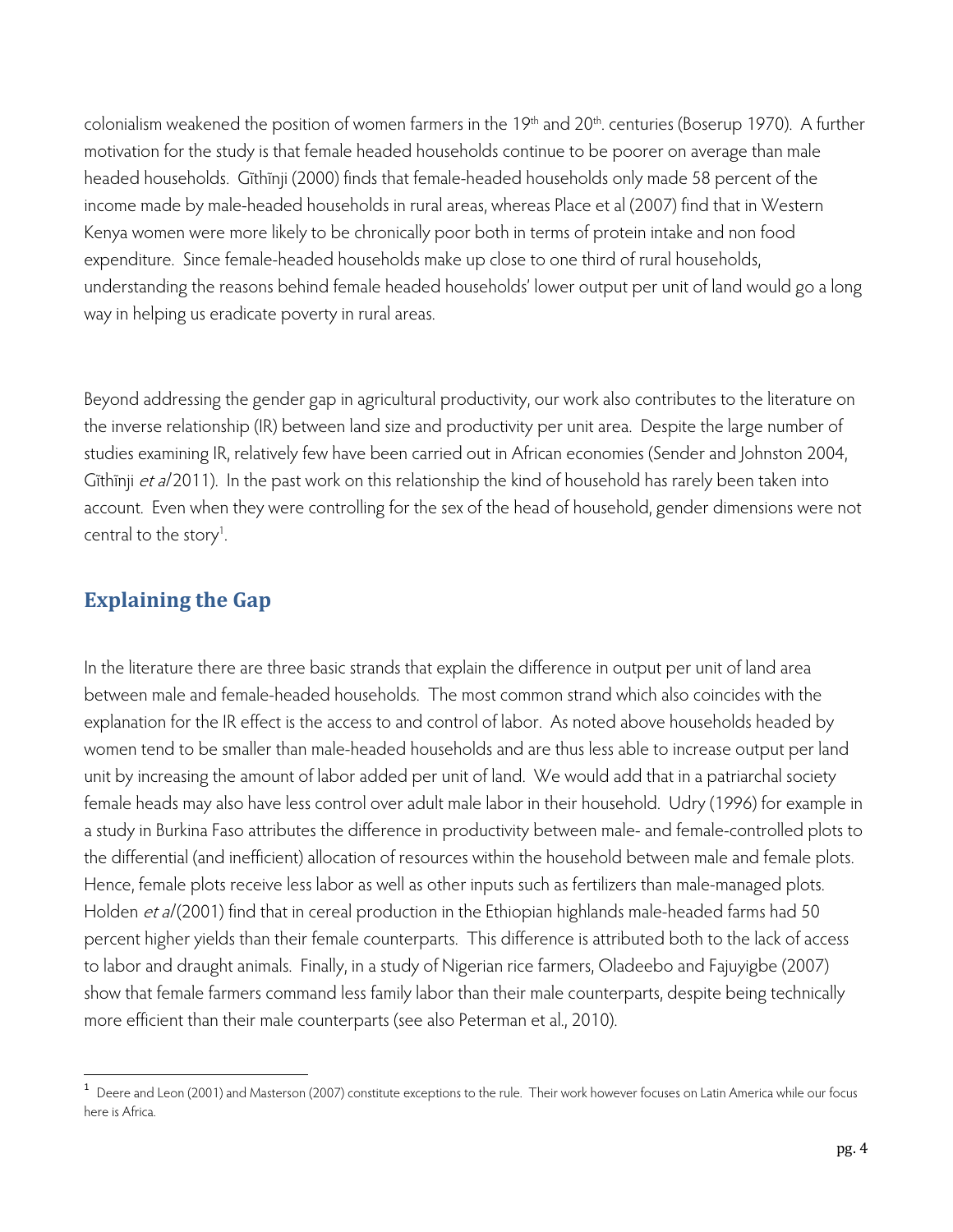colonialism weakened the position of women farmers in the 19th and 20th. centuries (Boserup 1970). A further motivation for the study is that female headed households continue to be poorer on average than male headed households. Gĩthĩnji (2000) finds that female-headed households only made 58 percent of the income made by male-headed households in rural areas, whereas Place et al (2007) find that in Western Kenya women were more likely to be chronically poor both in terms of protein intake and non food expenditure. Since female-headed households make up close to one third of rural households, understanding the reasons behind female headed households' lower output per unit of land would go a long way in helping us eradicate poverty in rural areas.

Beyond addressing the gender gap in agricultural productivity, our work also contributes to the literature on the inverse relationship (IR) between land size and productivity per unit area. Despite the large number of studies examining IR, relatively few have been carried out in African economies (Sender and Johnston 2004, Gĩthĩnji *et al* 2011). In the past work on this relationship the kind of household has rarely been taken into account. Even when they were controlling for the sex of the head of household, gender dimensions were not central to the story[1].

## Explaining the Gap

In the literature there are three basic strands that explain the difference in output per unit of land area between male and female-headed households. The most common strand which also coincides with the explanation for the IR effect is the access to and control of labor. As noted above households headed by women tend to be smaller than male-headed households and are thus less able to increase output per land unit by increasing the amount of labor added per unit of land. We would add that in a patriarchal society female heads may also have less control over adult male labor in their household. Udry (1996) for example in a study in Burkina Faso attributes the difference in productivity between male- and female-controlled plots to the differential (and inefficient) allocation of resources within the household between male and female plots. Hence, female plots receive less labor as well as other inputs such as fertilizers than male-managed plots. Holden *et al* (2001) find that in cereal production in the Ethiopian highlands male-headed farms had 50 percent higher yields than their female counterparts. This difference is attributed both to the lack of access to labor and draught animals. Finally, in a study of Nigerian rice farmers, Oladeebo and Fajuyigbe (2007) show that female farmers command less family labor than their male counterparts, despite being technically more efficient than their male counterparts (see also Peterman et al., 2010).

[1] Deere and Leon (2001) and Masterson (2007) constitute exceptions to the rule. Their work however focuses on Latin America while our focus here is Africa.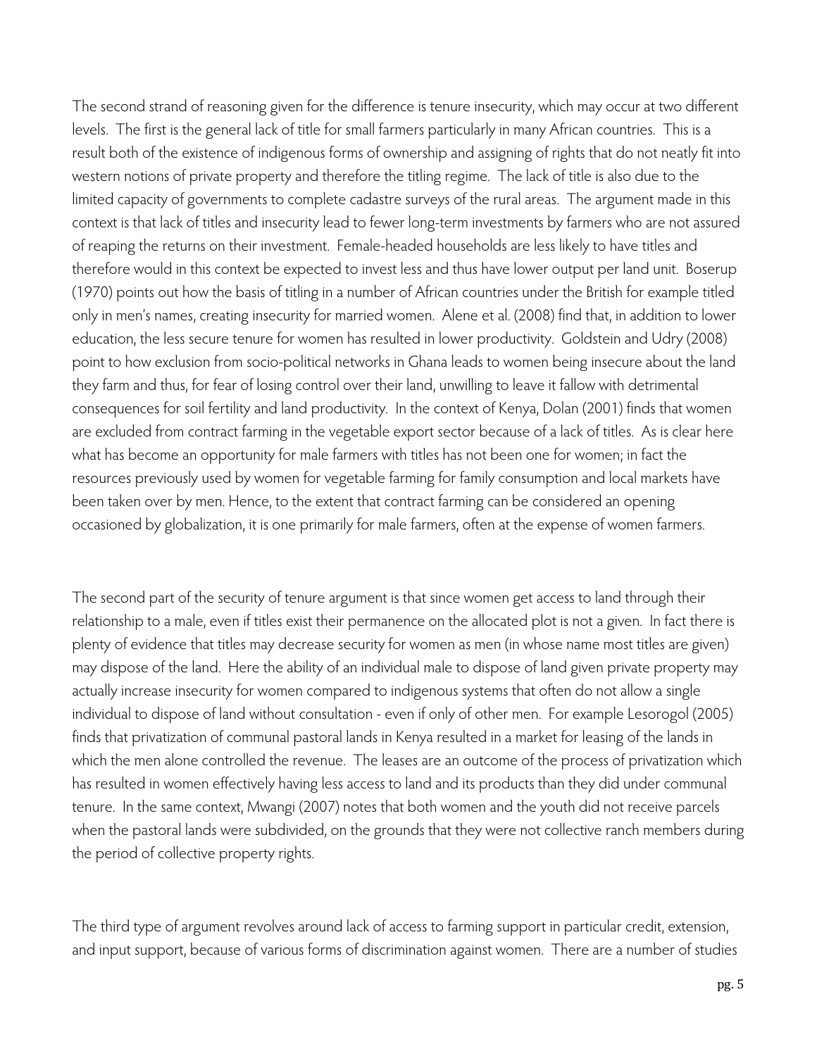The second strand of reasoning given for the difference is tenure insecurity, which may occur at two different levels. The first is the general lack of title for small farmers particularly in many African countries. This is a result both of the existence of indigenous forms of ownership and assigning of rights that do not neatly fit into western notions of private property and therefore the titling regime. The lack of title is also due to the limited capacity of governments to complete cadastre surveys of the rural areas. The argument made in this context is that lack of titles and insecurity lead to fewer long-term investments by farmers who are not assured of reaping the returns on their investment. Female-headed households are less likely to have titles and therefore would in this context be expected to invest less and thus have lower output per land unit. Boserup (1970) points out how the basis of titling in a number of African countries under the British for example titled only in men's names, creating insecurity for married women. Alene et al. (2008) find that, in addition to lower education, the less secure tenure for women has resulted in lower productivity. Goldstein and Udry (2008) point to how exclusion from socio-political networks in Ghana leads to women being insecure about the land they farm and thus, for fear of losing control over their land, unwilling to leave it fallow with detrimental consequences for soil fertility and land productivity. In the context of Kenya, Dolan (2001) finds that women are excluded from contract farming in the vegetable export sector because of a lack of titles. As is clear here what has become an opportunity for male farmers with titles has not been one for women; in fact the resources previously used by women for vegetable farming for family consumption and local markets have been taken over by men. Hence, to the extent that contract farming can be considered an opening occasioned by globalization, it is one primarily for male farmers, often at the expense of women farmers.

The second part of the security of tenure argument is that since women get access to land through their relationship to a male, even if titles exist their permanence on the allocated plot is not a given. In fact there is plenty of evidence that titles may decrease security for women as men (in whose name most titles are given) may dispose of the land. Here the ability of an individual male to dispose of land given private property may actually increase insecurity for women compared to indigenous systems that often do not allow a single individual to dispose of land without consultation - even if only of other men. For example Lesorogol (2005) finds that privatization of communal pastoral lands in Kenya resulted in a market for leasing of the lands in which the men alone controlled the revenue. The leases are an outcome of the process of privatization which has resulted in women effectively having less access to land and its products than they did under communal tenure. In the same context, Mwangi (2007) notes that both women and the youth did not receive parcels when the pastoral lands were subdivided, on the grounds that they were not collective ranch members during the period of collective property rights.

The third type of argument revolves around lack of access to farming support in particular credit, extension, and input support, because of various forms of discrimination against women. There are a number of studies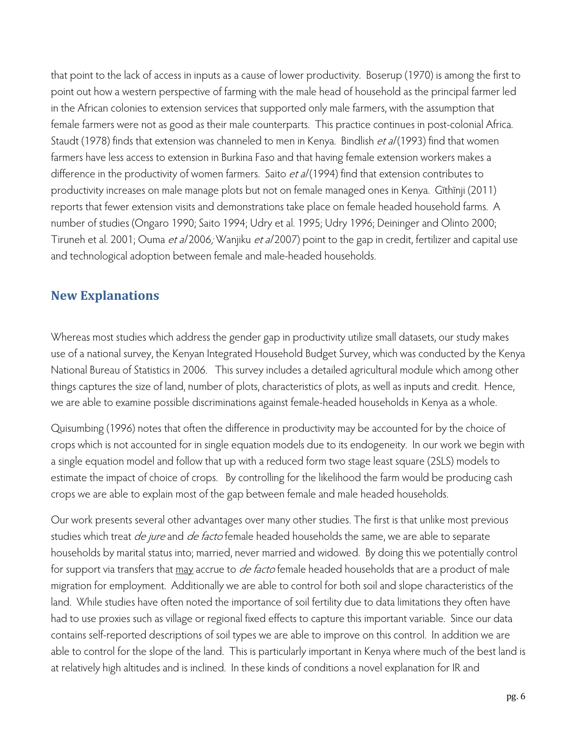that point to the lack of access in inputs as a cause of lower productivity. Boserup (1970) is among the first to point out how a western perspective of farming with the male head of household as the principal farmer led in the African colonies to extension services that supported only male farmers, with the assumption that female farmers were not as good as their male counterparts. This practice continues in post-colonial Africa. Staudt (1978) finds that extension was channeled to men in Kenya. Bindlish *et al* (1993) find that women farmers have less access to extension in Burkina Faso and that having female extension workers makes a difference in the productivity of women farmers. Saito *et al* (1994) find that extension contributes to productivity increases on male manage plots but not on female managed ones in Kenya. Gĩthĩnji (2011) reports that fewer extension visits and demonstrations take place on female headed household farms. A number of studies (Ongaro 1990; Saito 1994; Udry et al. 1995; Udry 1996; Deininger and Olinto 2000; Tiruneh et al. 2001; Ouma *et al* 2006; Wanjiku *et al* 2007) point to the gap in credit, fertilizer and capital use and technological adoption between female and male-headed households.

## New Explanations

Whereas most studies which address the gender gap in productivity utilize small datasets, our study makes use of a national survey, the Kenyan Integrated Household Budget Survey, which was conducted by the Kenya National Bureau of Statistics in 2006. This survey includes a detailed agricultural module which among other things captures the size of land, number of plots, characteristics of plots, as well as inputs and credit. Hence, we are able to examine possible discriminations against female-headed households in Kenya as a whole.

Quisumbing (1996) notes that often the difference in productivity may be accounted for by the choice of crops which is not accounted for in single equation models due to its endogeneity. In our work we begin with a single equation model and follow that up with a reduced form two stage least square (2SLS) models to estimate the impact of choice of crops. By controlling for the likelihood the farm would be producing cash crops we are able to explain most of the gap between female and male headed households.

Our work presents several other advantages over many other studies. The first is that unlike most previous studies which treat *de jure* and *de facto* female headed households the same, we are able to separate households by marital status into; married, never married and widowed. By doing this we potentially control for support via transfers that <u>may</u> accrue to *de facto* female headed households that are a product of male migration for employment. Additionally we are able to control for both soil and slope characteristics of the land. While studies have often noted the importance of soil fertility due to data limitations they often have had to use proxies such as village or regional fixed effects to capture this important variable. Since our data contains self-reported descriptions of soil types we are able to improve on this control. In addition we are able to control for the slope of the land. This is particularly important in Kenya where much of the best land is at relatively high altitudes and is inclined. In these kinds of conditions a novel explanation for IR and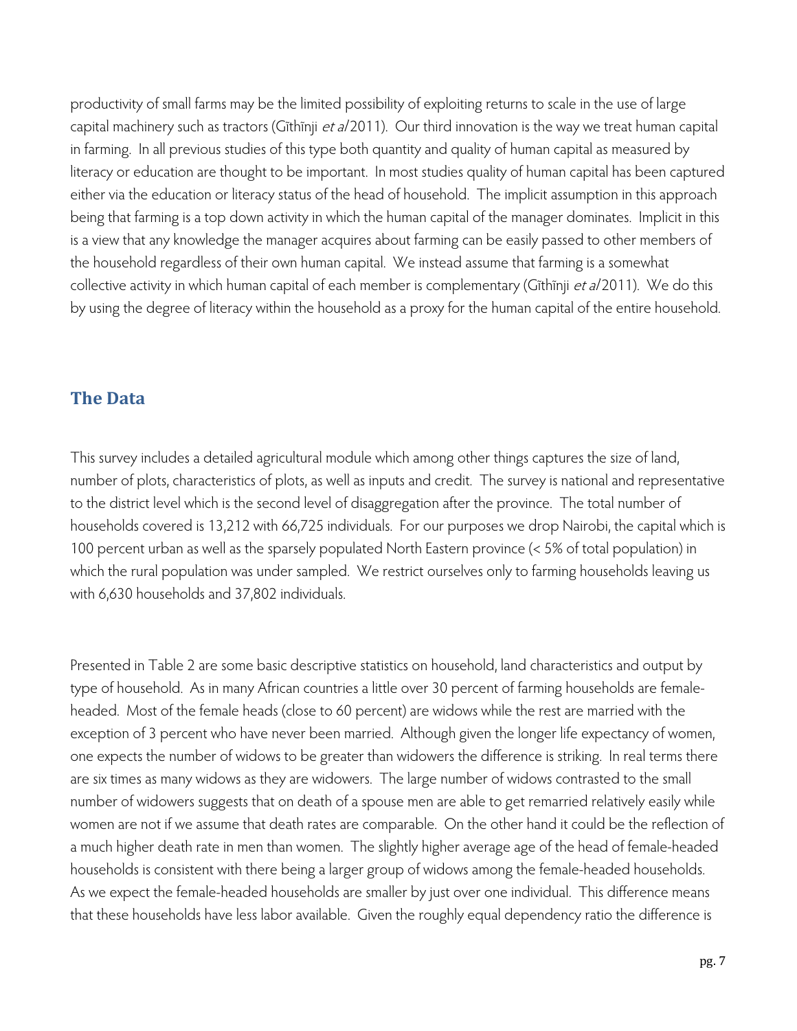productivity of small farms may be the limited possibility of exploiting returns to scale in the use of large capital machinery such as tractors (Gĩthĩnji *et al* 2011). Our third innovation is the way we treat human capital in farming. In all previous studies of this type both quantity and quality of human capital as measured by literacy or education are thought to be important. In most studies quality of human capital has been captured either via the education or literacy status of the head of household. The implicit assumption in this approach being that farming is a top down activity in which the human capital of the manager dominates. Implicit in this is a view that any knowledge the manager acquires about farming can be easily passed to other members of the household regardless of their own human capital. We instead assume that farming is a somewhat collective activity in which human capital of each member is complementary (Gĩthĩnji *et al* 2011). We do this by using the degree of literacy within the household as a proxy for the human capital of the entire household.

## The Data

This survey includes a detailed agricultural module which among other things captures the size of land, number of plots, characteristics of plots, as well as inputs and credit. The survey is national and representative to the district level which is the second level of disaggregation after the province. The total number of households covered is 13,212 with 66,725 individuals. For our purposes we drop Nairobi, the capital which is 100 percent urban as well as the sparsely populated North Eastern province (< 5% of total population) in which the rural population was under sampled. We restrict ourselves only to farming households leaving us with 6,630 households and 37,802 individuals.

Presented in Table 2 are some basic descriptive statistics on household, land characteristics and output by type of household. As in many African countries a little over 30 percent of farming households are female-headed. Most of the female heads (close to 60 percent) are widows while the rest are married with the exception of 3 percent who have never been married. Although given the longer life expectancy of women, one expects the number of widows to be greater than widowers the difference is striking. In real terms there are six times as many widows as they are widowers. The large number of widows contrasted to the small number of widowers suggests that on death of a spouse men are able to get remarried relatively easily while women are not if we assume that death rates are comparable. On the other hand it could be the reflection of a much higher death rate in men than women. The slightly higher average age of the head of female-headed households is consistent with there being a larger group of widows among the female-headed households. As we expect the female-headed households are smaller by just over one individual. This difference means that these households have less labor available. Given the roughly equal dependency ratio the difference is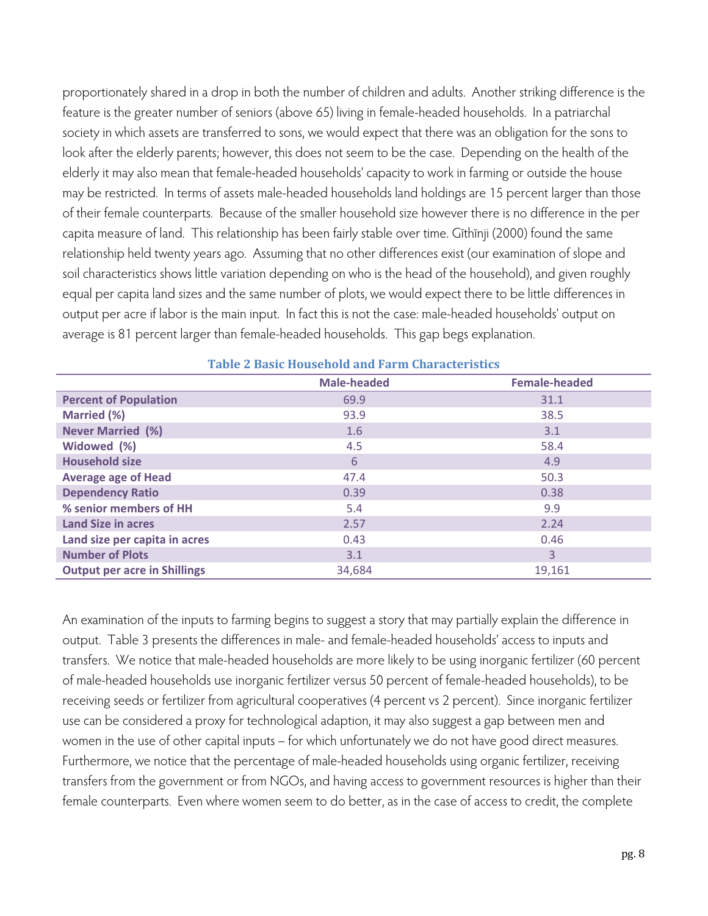proportionately shared in a drop in both the number of children and adults. Another striking difference is the feature is the greater number of seniors (above 65) living in female-headed households. In a patriarchal society in which assets are transferred to sons, we would expect that there was an obligation for the sons to look after the elderly parents; however, this does not seem to be the case. Depending on the health of the elderly it may also mean that female-headed households' capacity to work in farming or outside the house may be restricted. In terms of assets male-headed households land holdings are 15 percent larger than those of their female counterparts. Because of the smaller household size however there is no difference in the per capita measure of land. This relationship has been fairly stable over time. Gĩthĩnji (2000) found the same relationship held twenty years ago. Assuming that no other differences exist (our examination of slope and soil characteristics shows little variation depending on who is the head of the household), and given roughly equal per capita land sizes and the same number of plots, we would expect there to be little differences in output per acre if labor is the main input. In fact this is not the case: male-headed households' output on average is 81 percent larger than female-headed households. This gap begs explanation.

**Table 2 Basic Household and Farm Characteristics**

| | Male-headed | Female-headed |
|---|---|---|
| **Percent of Population** | 69.9 | 31.1 |
| **Married (%)** | 93.9 | 38.5 |
| **Never Married (%)** | 1.6 | 3.1 |
| **Widowed (%)** | 4.5 | 58.4 |
| **Household size** | 6 | 4.9 |
| **Average age of Head** | 47.4 | 50.3 |
| **Dependency Ratio** | 0.39 | 0.38 |
| **% senior members of HH** | 5.4 | 9.9 |
| **Land Size in acres** | 2.57 | 2.24 |
| **Land size per capita in acres** | 0.43 | 0.46 |
| **Number of Plots** | 3.1 | 3 |
| **Output per acre in Shillings** | 34,684 | 19,161 |

An examination of the inputs to farming begins to suggest a story that may partially explain the difference in output. Table 3 presents the differences in male- and female-headed households' access to inputs and transfers. We notice that male-headed households are more likely to be using inorganic fertilizer (60 percent of male-headed households use inorganic fertilizer versus 50 percent of female-headed households), to be receiving seeds or fertilizer from agricultural cooperatives (4 percent vs 2 percent). Since inorganic fertilizer use can be considered a proxy for technological adaption, it may also suggest a gap between men and women in the use of other capital inputs – for which unfortunately we do not have good direct measures. Furthermore, we notice that the percentage of male-headed households using organic fertilizer, receiving transfers from the government or from NGOs, and having access to government resources is higher than their female counterparts. Even where women seem to do better, as in the case of access to credit, the complete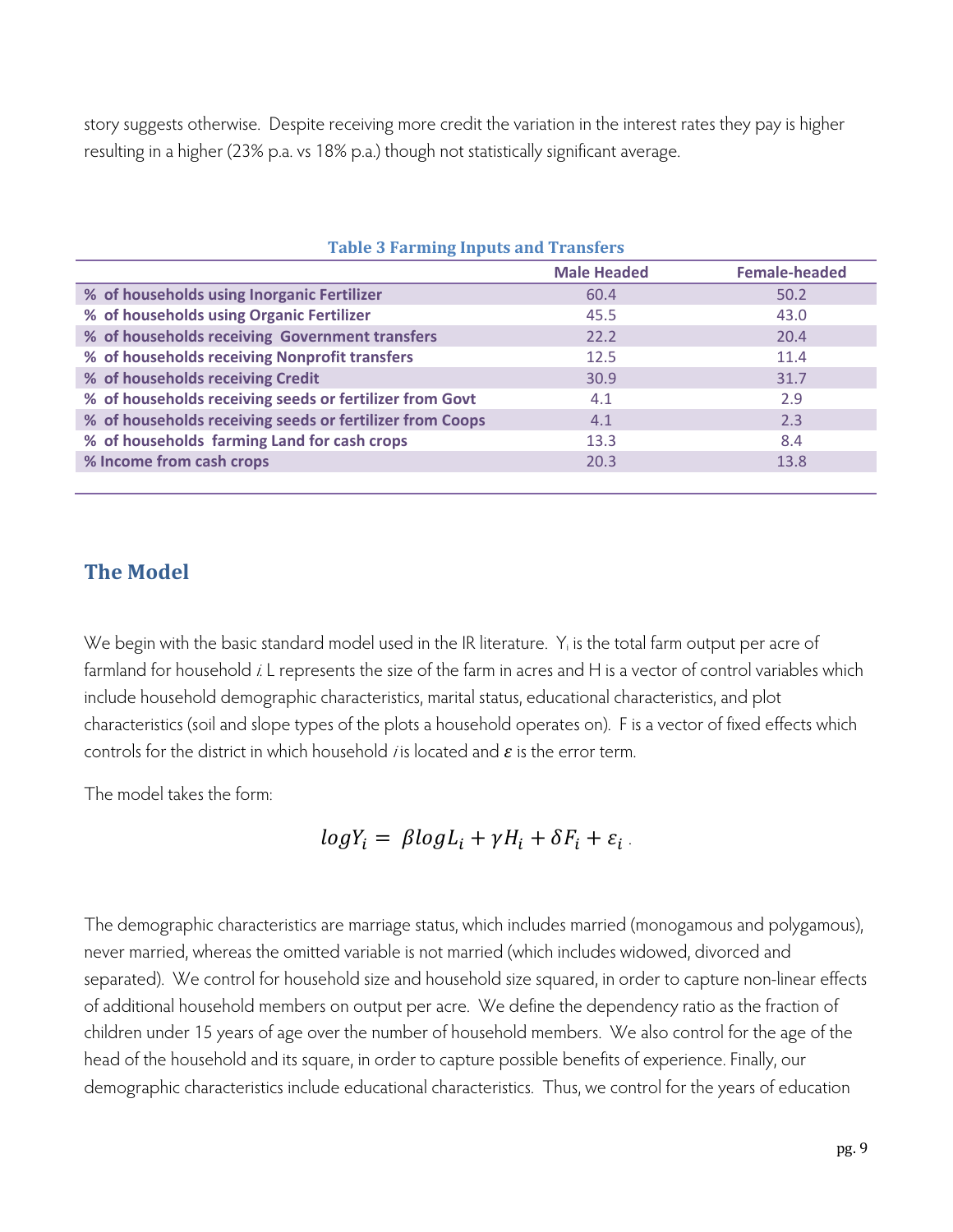story suggests otherwise. Despite receiving more credit the variation in the interest rates they pay is higher resulting in a higher (23% p.a. vs 18% p.a.) though not statistically significant average.

**Table 3 Farming Inputs and Transfers**

| | Male Headed | Female-headed |
|---|---|---|
| % of households using Inorganic Fertilizer | 60.4 | 50.2 |
| % of households using Organic Fertilizer | 45.5 | 43.0 |
| % of households receiving Government transfers | 22.2 | 20.4 |
| % of households receiving Nonprofit transfers | 12.5 | 11.4 |
| % of households receiving Credit | 30.9 | 31.7 |
| % of households receiving seeds or fertilizer from Govt | 4.1 | 2.9 |
| % of households receiving seeds or fertilizer from Coops | 4.1 | 2.3 |
| % of households farming Land for cash crops | 13.3 | 8.4 |
| % Income from cash crops | 20.3 | 13.8 |

## The Model

We begin with the basic standard model used in the IR literature. $Y_i$ is the total farm output per acre of farmland for household *i*. L represents the size of the farm in acres and H is a vector of control variables which include household demographic characteristics, marital status, educational characteristics, and plot characteristics (soil and slope types of the plots a household operates on). F is a vector of fixed effects which controls for the district in which household *i* is located and $\varepsilon$ is the error term.

The model takes the form:

$$logY_i = \beta logL_i + \gamma H_i + \delta F_i + \varepsilon_i .$$

The demographic characteristics are marriage status, which includes married (monogamous and polygamous), never married, whereas the omitted variable is not married (which includes widowed, divorced and separated). We control for household size and household size squared, in order to capture non-linear effects of additional household members on output per acre. We define the dependency ratio as the fraction of children under 15 years of age over the number of household members. We also control for the age of the head of the household and its square, in order to capture possible benefits of experience. Finally, our demographic characteristics include educational characteristics. Thus, we control for the years of education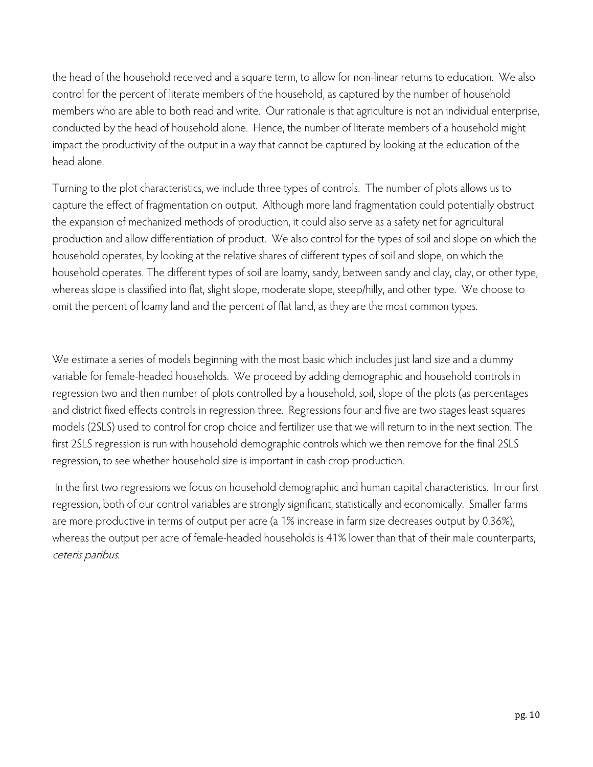the head of the household received and a square term, to allow for non-linear returns to education. We also control for the percent of literate members of the household, as captured by the number of household members who are able to both read and write. Our rationale is that agriculture is not an individual enterprise, conducted by the head of household alone. Hence, the number of literate members of a household might impact the productivity of the output in a way that cannot be captured by looking at the education of the head alone.

Turning to the plot characteristics, we include three types of controls. The number of plots allows us to capture the effect of fragmentation on output. Although more land fragmentation could potentially obstruct the expansion of mechanized methods of production, it could also serve as a safety net for agricultural production and allow differentiation of product. We also control for the types of soil and slope on which the household operates, by looking at the relative shares of different types of soil and slope, on which the household operates. The different types of soil are loamy, sandy, between sandy and clay, clay, or other type, whereas slope is classified into flat, slight slope, moderate slope, steep/hilly, and other type. We choose to omit the percent of loamy land and the percent of flat land, as they are the most common types.

We estimate a series of models beginning with the most basic which includes just land size and a dummy variable for female-headed households. We proceed by adding demographic and household controls in regression two and then number of plots controlled by a household, soil, slope of the plots (as percentages and district fixed effects controls in regression three. Regressions four and five are two stages least squares models (2SLS) used to control for crop choice and fertilizer use that we will return to in the next section. The first 2SLS regression is run with household demographic controls which we then remove for the final 2SLS regression, to see whether household size is important in cash crop production.

In the first two regressions we focus on household demographic and human capital characteristics. In our first regression, both of our control variables are strongly significant, statistically and economically. Smaller farms are more productive in terms of output per acre (a 1% increase in farm size decreases output by 0.36%), whereas the output per acre of female-headed households is 41% lower than that of their male counterparts, *ceteris paribus*.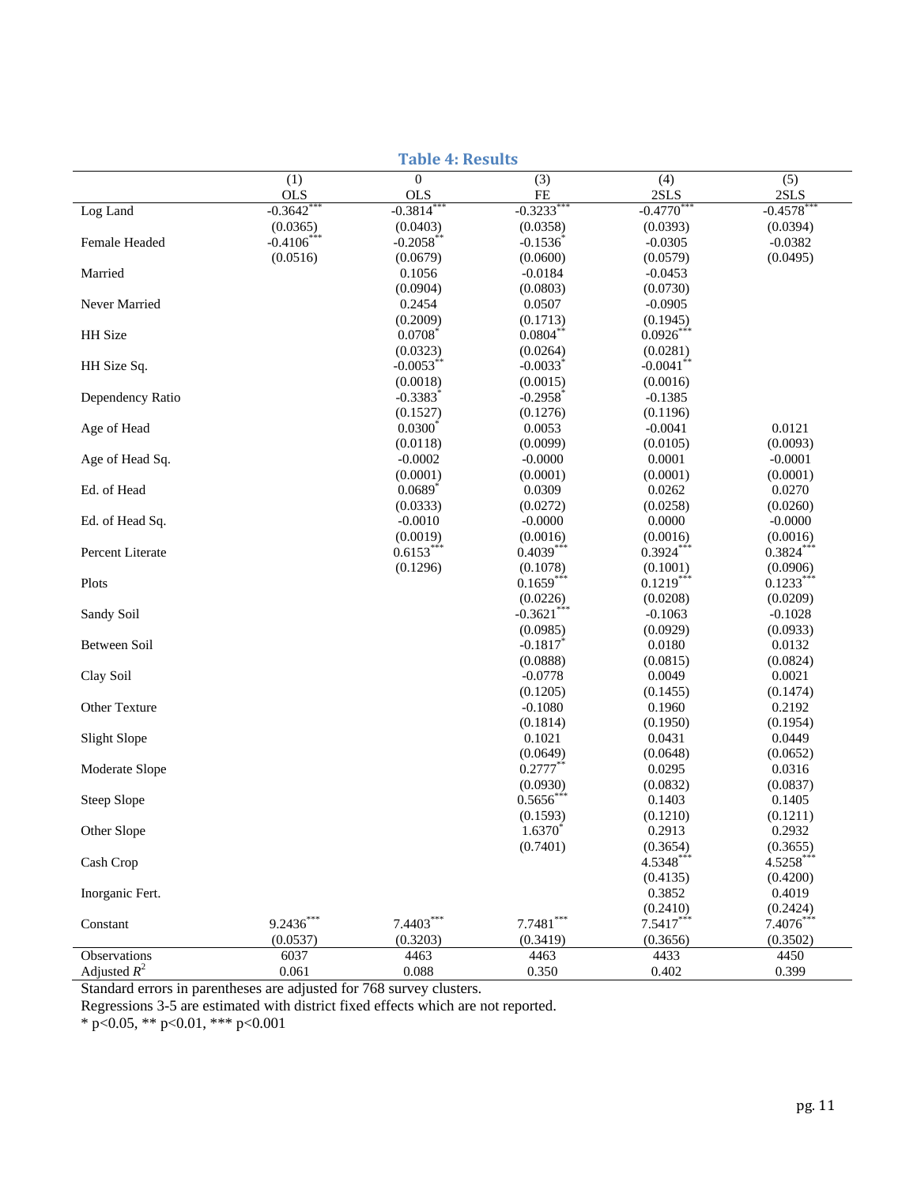**Table 4: Results**

| | (1) | 0 | (3) | (4) | (5) |
|---|---|---|---|---|---|
| | OLS | OLS | FE | 2SLS | 2SLS |
| Log Land | -0.3642*** | -0.3814*** | -0.3233*** | -0.4770*** | -0.4578*** |
| | (0.0365) | (0.0403) | (0.0358) | (0.0393) | (0.0394) |
| Female Headed | -0.4106*** | -0.2058** | -0.1536* | -0.0305 | -0.0382 |
| | (0.0516) | (0.0679) | (0.0600) | (0.0579) | (0.0495) |
| Married | | 0.1056 | -0.0184 | -0.0453 | |
| | | (0.0904) | (0.0803) | (0.0730) | |
| Never Married | | 0.2454 | 0.0507 | -0.0905 | |
| | | (0.2009) | (0.1713) | (0.1945) | |
| HH Size | | 0.0708* | 0.0804** | 0.0926*** | |
| | | (0.0323) | (0.0264) | (0.0281) | |
| HH Size Sq. | | -0.0053** | -0.0033* | -0.0041** | |
| | | (0.0018) | (0.0015) | (0.0016) | |
| Dependency Ratio | | -0.3383* | -0.2958* | -0.1385 | |
| | | (0.1527) | (0.1276) | (0.1196) | |
| Age of Head | | 0.0300* | 0.0053 | -0.0041 | 0.0121 |
| | | (0.0118) | (0.0099) | (0.0105) | (0.0093) |
| Age of Head Sq. | | -0.0002 | -0.0000 | 0.0001 | -0.0001 |
| | | (0.0001) | (0.0001) | (0.0001) | (0.0001) |
| Ed. of Head | | 0.0689* | 0.0309 | 0.0262 | 0.0270 |
| | | (0.0333) | (0.0272) | (0.0258) | (0.0260) |
| Ed. of Head Sq. | | -0.0010 | -0.0000 | 0.0000 | -0.0000 |
| | | (0.0019) | (0.0016) | (0.0016) | (0.0016) |
| Percent Literate | | 0.6153*** | 0.4039*** | 0.3924*** | 0.3824*** |
| | | (0.1296) | (0.1078) | (0.1001) | (0.0906) |
| Plots | | | 0.1659*** | 0.1219*** | 0.1233*** |
| | | | (0.0226) | (0.0208) | (0.0209) |
| Sandy Soil | | | -0.3621*** | -0.1063 | -0.1028 |
| | | | (0.0985) | (0.0929) | (0.0933) |
| Between Soil | | | -0.1817* | 0.0180 | 0.0132 |
| | | | (0.0888) | (0.0815) | (0.0824) |
| Clay Soil | | | -0.0778 | 0.0049 | 0.0021 |
| | | | (0.1205) | (0.1455) | (0.1474) |
| Other Texture | | | -0.1080 | 0.1960 | 0.2192 |
| | | | (0.1814) | (0.1950) | (0.1954) |
| Slight Slope | | | 0.1021 | 0.0431 | 0.0449 |
| | | | (0.0649) | (0.0648) | (0.0652) |
| Moderate Slope | | | 0.2777** | 0.0295 | 0.0316 |
| | | | (0.0930) | (0.0832) | (0.0837) |
| Steep Slope | | | 0.5656*** | 0.1403 | 0.1405 |
| | | | (0.1593) | (0.1210) | (0.1211) |
| Other Slope | | | 1.6370* | 0.2913 | 0.2932 |
| | | | (0.7401) | (0.3654) | (0.3655) |
| Cash Crop | | | | 4.5348*** | 4.5258*** |
| | | | | (0.4135) | (0.4200) |
| Inorganic Fert. | | | | 0.3852 | 0.4019 |
| | | | | (0.2410) | (0.2424) |
| Constant | 9.2436*** | 7.4403*** | 7.7481*** | 7.5417*** | 7.4076*** |
| | (0.0537) | (0.3203) | (0.3419) | (0.3656) | (0.3502) |
| Observations | 6037 | 4463 | 4463 | 4433 | 4450 |
| Adjusted $R^2$ | 0.061 | 0.088 | 0.350 | 0.402 | 0.399 |

Standard errors in parentheses are adjusted for 768 survey clusters.

Regressions 3-5 are estimated with district fixed effects which are not reported.

\* $p<0.05$, ** $p<0.01$, *** $p<0.001$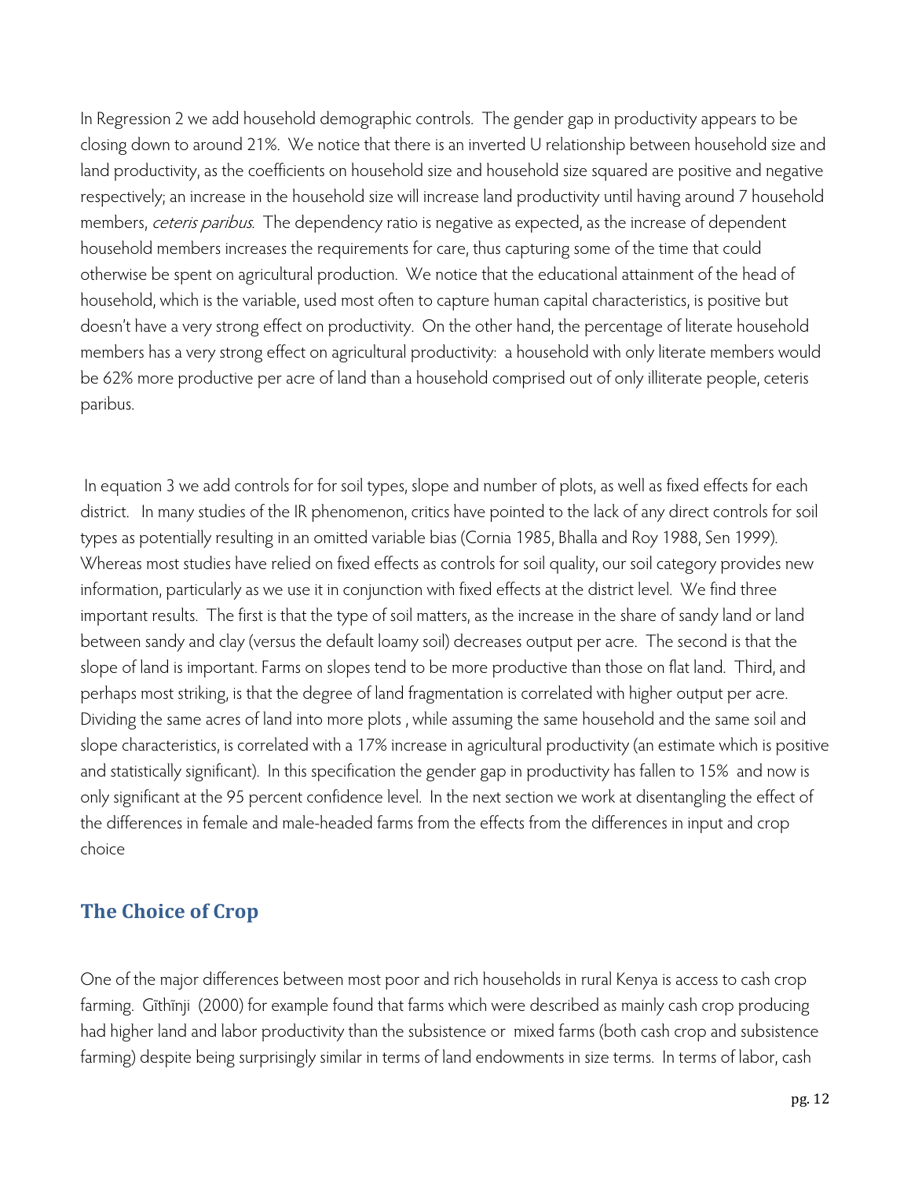In Regression 2 we add household demographic controls. The gender gap in productivity appears to be closing down to around 21%. We notice that there is an inverted U relationship between household size and land productivity, as the coefficients on household size and household size squared are positive and negative respectively; an increase in the household size will increase land productivity until having around 7 household members, *ceteris paribus*. The dependency ratio is negative as expected, as the increase of dependent household members increases the requirements for care, thus capturing some of the time that could otherwise be spent on agricultural production. We notice that the educational attainment of the head of household, which is the variable, used most often to capture human capital characteristics, is positive but doesn't have a very strong effect on productivity. On the other hand, the percentage of literate household members has a very strong effect on agricultural productivity: a household with only literate members would be 62% more productive per acre of land than a household comprised out of only illiterate people, ceteris paribus.

In equation 3 we add controls for for soil types, slope and number of plots, as well as fixed effects for each district. In many studies of the IR phenomenon, critics have pointed to the lack of any direct controls for soil types as potentially resulting in an omitted variable bias (Cornia 1985, Bhalla and Roy 1988, Sen 1999). Whereas most studies have relied on fixed effects as controls for soil quality, our soil category provides new information, particularly as we use it in conjunction with fixed effects at the district level. We find three important results. The first is that the type of soil matters, as the increase in the share of sandy land or land between sandy and clay (versus the default loamy soil) decreases output per acre. The second is that the slope of land is important. Farms on slopes tend to be more productive than those on flat land. Third, and perhaps most striking, is that the degree of land fragmentation is correlated with higher output per acre. Dividing the same acres of land into more plots , while assuming the same household and the same soil and slope characteristics, is correlated with a 17% increase in agricultural productivity (an estimate which is positive and statistically significant). In this specification the gender gap in productivity has fallen to 15% and now is only significant at the 95 percent confidence level. In the next section we work at disentangling the effect of the differences in female and male-headed farms from the effects from the differences in input and crop choice

## The Choice of Crop

One of the major differences between most poor and rich households in rural Kenya is access to cash crop farming. Gĩthĩnji (2000) for example found that farms which were described as mainly cash crop producing had higher land and labor productivity than the subsistence or mixed farms (both cash crop and subsistence farming) despite being surprisingly similar in terms of land endowments in size terms. In terms of labor, cash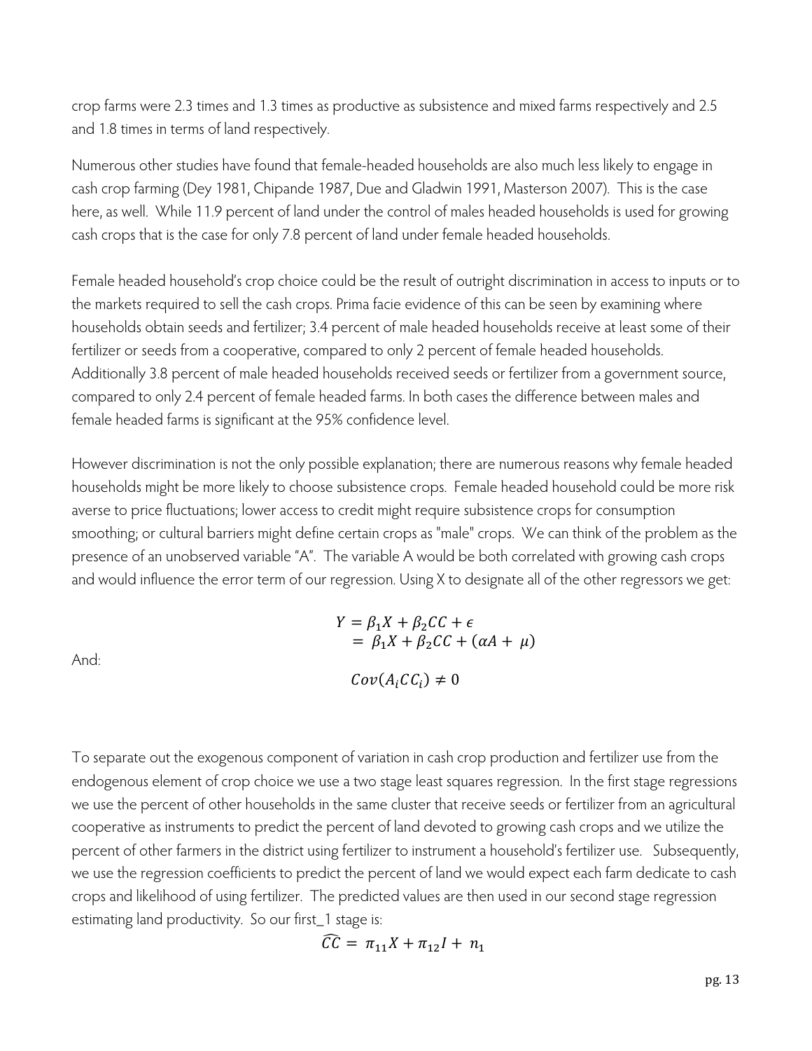crop farms were 2.3 times and 1.3 times as productive as subsistence and mixed farms respectively and 2.5 and 1.8 times in terms of land respectively.

Numerous other studies have found that female-headed households are also much less likely to engage in cash crop farming (Dey 1981, Chipande 1987, Due and Gladwin 1991, Masterson 2007). This is the case here, as well. While 11.9 percent of land under the control of males headed households is used for growing cash crops that is the case for only 7.8 percent of land under female headed households.

Female headed household's crop choice could be the result of outright discrimination in access to inputs or to the markets required to sell the cash crops. Prima facie evidence of this can be seen by examining where households obtain seeds and fertilizer; 3.4 percent of male headed households receive at least some of their fertilizer or seeds from a cooperative, compared to only 2 percent of female headed households. Additionally 3.8 percent of male headed households received seeds or fertilizer from a government source, compared to only 2.4 percent of female headed farms. In both cases the difference between males and female headed farms is significant at the 95% confidence level.

However discrimination is not the only possible explanation; there are numerous reasons why female headed households might be more likely to choose subsistence crops. Female headed household could be more risk averse to price fluctuations; lower access to credit might require subsistence crops for consumption smoothing; or cultural barriers might define certain crops as "male" crops. We can think of the problem as the presence of an unobserved variable "A". The variable A would be both correlated with growing cash crops and would influence the error term of our regression. Using X to designate all of the other regressors we get:

$$Y = \beta_1 X + \beta_2 CC + \epsilon$$
$$= \beta_1 X + \beta_2 CC + (\alpha A + \mu)$$

And:

$$Cov(A_i CC_i) \neq 0$$

To separate out the exogenous component of variation in cash crop production and fertilizer use from the endogenous element of crop choice we use a two stage least squares regression. In the first stage regressions we use the percent of other households in the same cluster that receive seeds or fertilizer from an agricultural cooperative as instruments to predict the percent of land devoted to growing cash crops and we utilize the percent of other farmers in the district using fertilizer to instrument a household's fertilizer use. Subsequently, we use the regression coefficients to predict the percent of land we would expect each farm dedicate to cash crops and likelihood of using fertilizer. The predicted values are then used in our second stage regression estimating land productivity. So our first_1 stage is:

$$\widehat{CC} = \pi_{11} X + \pi_{12} I + n_1$$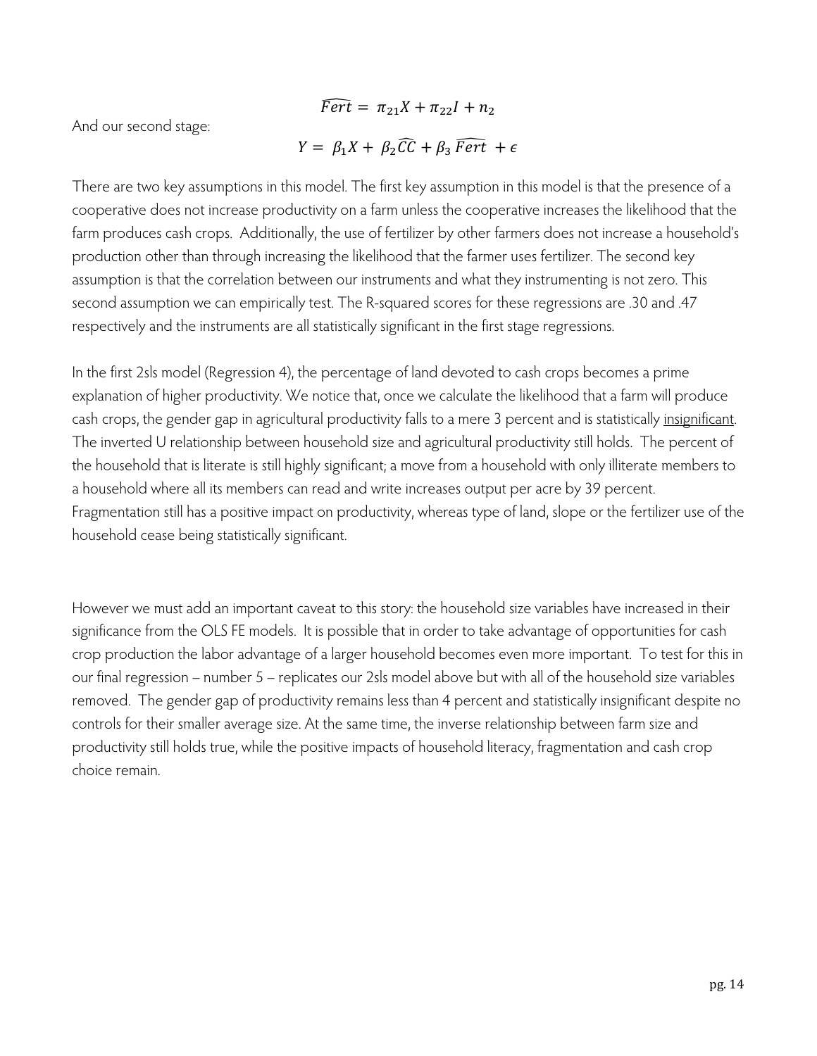$$\widehat{Fert} = \pi_{21}X + \pi_{22}I + n_2$$

And our second stage:

$$Y = \beta_1 X + \beta_2 \widehat{CC} + \beta_3 \widehat{Fert} + \epsilon$$

There are two key assumptions in this model. The first key assumption in this model is that the presence of a cooperative does not increase productivity on a farm unless the cooperative increases the likelihood that the farm produces cash crops. Additionally, the use of fertilizer by other farmers does not increase a household's production other than through increasing the likelihood that the farmer uses fertilizer. The second key assumption is that the correlation between our instruments and what they instrumenting is not zero. This second assumption we can empirically test. The R-squared scores for these regressions are .30 and .47 respectively and the instruments are all statistically significant in the first stage regressions.

In the first 2sls model (Regression 4), the percentage of land devoted to cash crops becomes a prime explanation of higher productivity. We notice that, once we calculate the likelihood that a farm will produce cash crops, the gender gap in agricultural productivity falls to a mere 3 percent and is statistically <u>insignificant</u>. The inverted U relationship between household size and agricultural productivity still holds. The percent of the household that is literate is still highly significant; a move from a household with only illiterate members to a household where all its members can read and write increases output per acre by 39 percent. Fragmentation still has a positive impact on productivity, whereas type of land, slope or the fertilizer use of the household cease being statistically significant.

However we must add an important caveat to this story: the household size variables have increased in their significance from the OLS FE models. It is possible that in order to take advantage of opportunities for cash crop production the labor advantage of a larger household becomes even more important. To test for this in our final regression – number 5 – replicates our 2sls model above but with all of the household size variables removed. The gender gap of productivity remains less than 4 percent and statistically insignificant despite no controls for their smaller average size. At the same time, the inverse relationship between farm size and productivity still holds true, while the positive impacts of household literacy, fragmentation and cash crop choice remain.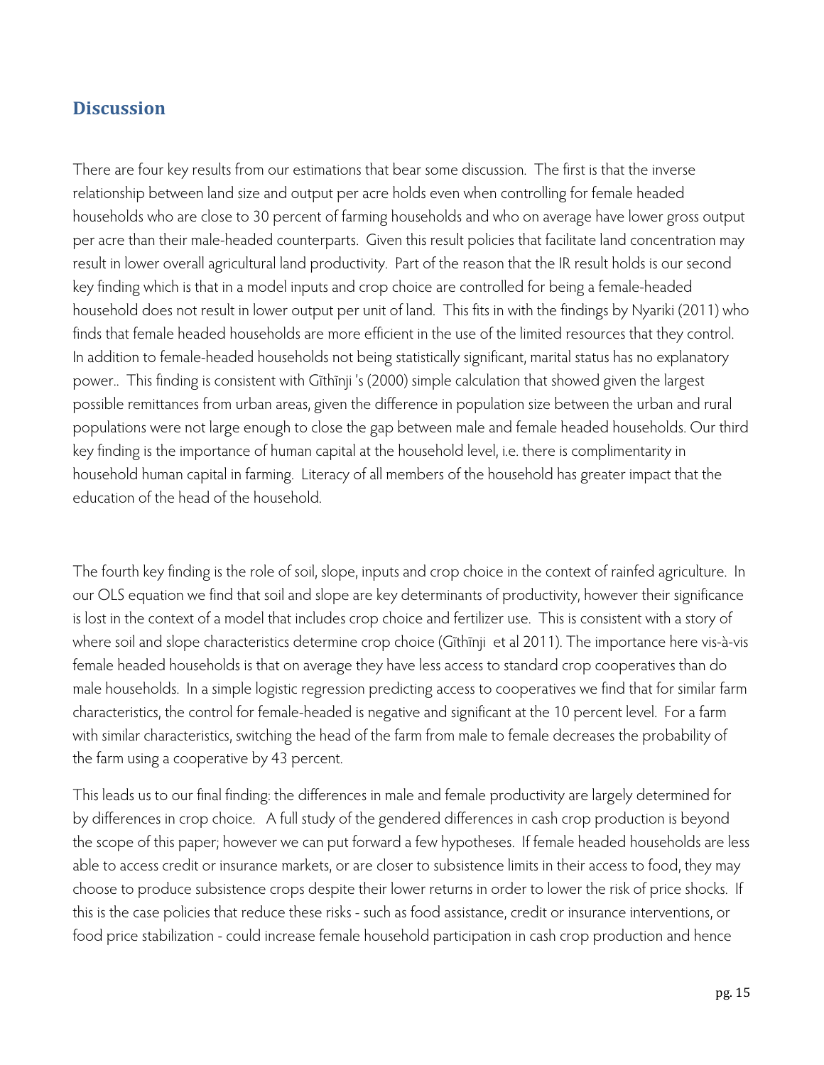## Discussion

There are four key results from our estimations that bear some discussion. The first is that the inverse relationship between land size and output per acre holds even when controlling for female headed households who are close to 30 percent of farming households and who on average have lower gross output per acre than their male-headed counterparts. Given this result policies that facilitate land concentration may result in lower overall agricultural land productivity. Part of the reason that the IR result holds is our second key finding which is that in a model inputs and crop choice are controlled for being a female-headed household does not result in lower output per unit of land. This fits in with the findings by Nyariki (2011) who finds that female headed households are more efficient in the use of the limited resources that they control. In addition to female-headed households not being statistically significant, marital status has no explanatory power.. This finding is consistent with Gĩthĩnji 's (2000) simple calculation that showed given the largest possible remittances from urban areas, given the difference in population size between the urban and rural populations were not large enough to close the gap between male and female headed households. Our third key finding is the importance of human capital at the household level, i.e. there is complimentarity in household human capital in farming. Literacy of all members of the household has greater impact that the education of the head of the household.

The fourth key finding is the role of soil, slope, inputs and crop choice in the context of rainfed agriculture. In our OLS equation we find that soil and slope are key determinants of productivity, however their significance is lost in the context of a model that includes crop choice and fertilizer use. This is consistent with a story of where soil and slope characteristics determine crop choice (Gĩthĩnji et al 2011). The importance here vis-à-vis female headed households is that on average they have less access to standard crop cooperatives than do male households. In a simple logistic regression predicting access to cooperatives we find that for similar farm characteristics, the control for female-headed is negative and significant at the 10 percent level. For a farm with similar characteristics, switching the head of the farm from male to female decreases the probability of the farm using a cooperative by 43 percent.

This leads us to our final finding: the differences in male and female productivity are largely determined for by differences in crop choice. A full study of the gendered differences in cash crop production is beyond the scope of this paper; however we can put forward a few hypotheses. If female headed households are less able to access credit or insurance markets, or are closer to subsistence limits in their access to food, they may choose to produce subsistence crops despite their lower returns in order to lower the risk of price shocks. If this is the case policies that reduce these risks - such as food assistance, credit or insurance interventions, or food price stabilization - could increase female household participation in cash crop production and hence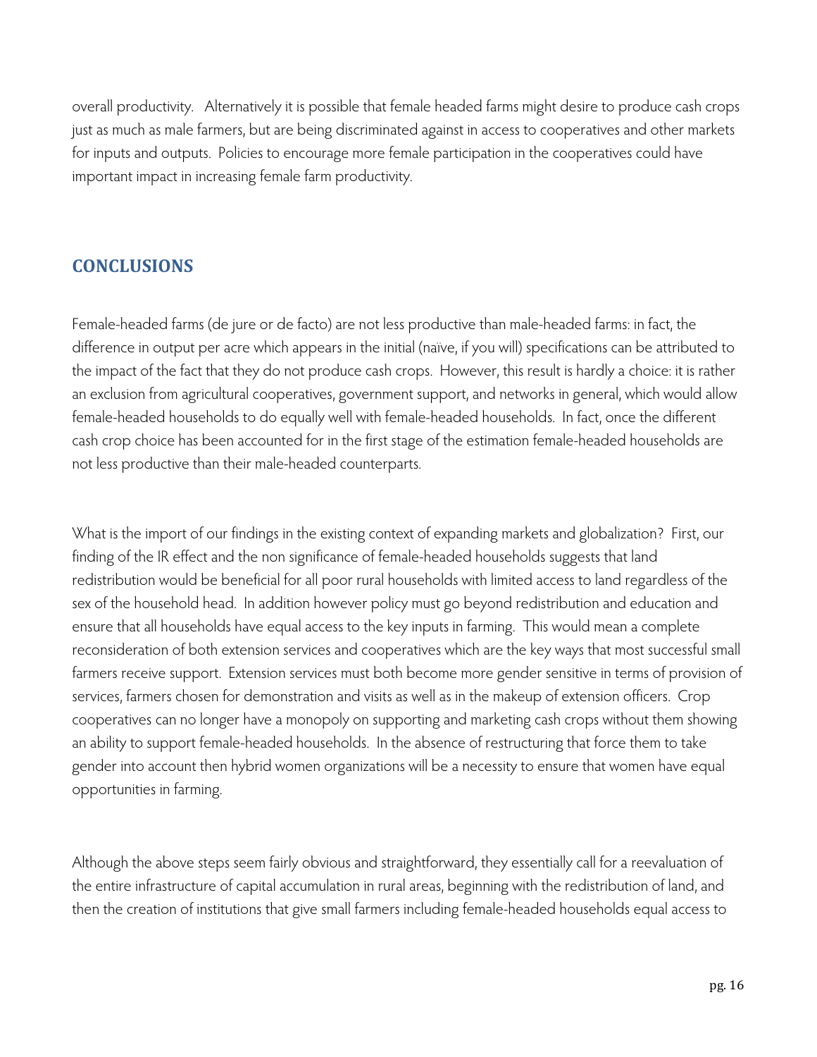overall productivity. Alternatively it is possible that female headed farms might desire to produce cash crops just as much as male farmers, but are being discriminated against in access to cooperatives and other markets for inputs and outputs. Policies to encourage more female participation in the cooperatives could have important impact in increasing female farm productivity.

## CONCLUSIONS

Female-headed farms (de jure or de facto) are not less productive than male-headed farms: in fact, the difference in output per acre which appears in the initial (naïve, if you will) specifications can be attributed to the impact of the fact that they do not produce cash crops. However, this result is hardly a choice: it is rather an exclusion from agricultural cooperatives, government support, and networks in general, which would allow female-headed households to do equally well with female-headed households. In fact, once the different cash crop choice has been accounted for in the first stage of the estimation female-headed households are not less productive than their male-headed counterparts.

What is the import of our findings in the existing context of expanding markets and globalization? First, our finding of the IR effect and the non significance of female-headed households suggests that land redistribution would be beneficial for all poor rural households with limited access to land regardless of the sex of the household head. In addition however policy must go beyond redistribution and education and ensure that all households have equal access to the key inputs in farming. This would mean a complete reconsideration of both extension services and cooperatives which are the key ways that most successful small farmers receive support. Extension services must both become more gender sensitive in terms of provision of services, farmers chosen for demonstration and visits as well as in the makeup of extension officers. Crop cooperatives can no longer have a monopoly on supporting and marketing cash crops without them showing an ability to support female-headed households. In the absence of restructuring that force them to take gender into account then hybrid women organizations will be a necessity to ensure that women have equal opportunities in farming.

Although the above steps seem fairly obvious and straightforward, they essentially call for a reevaluation of the entire infrastructure of capital accumulation in rural areas, beginning with the redistribution of land, and then the creation of institutions that give small farmers including female-headed households equal access to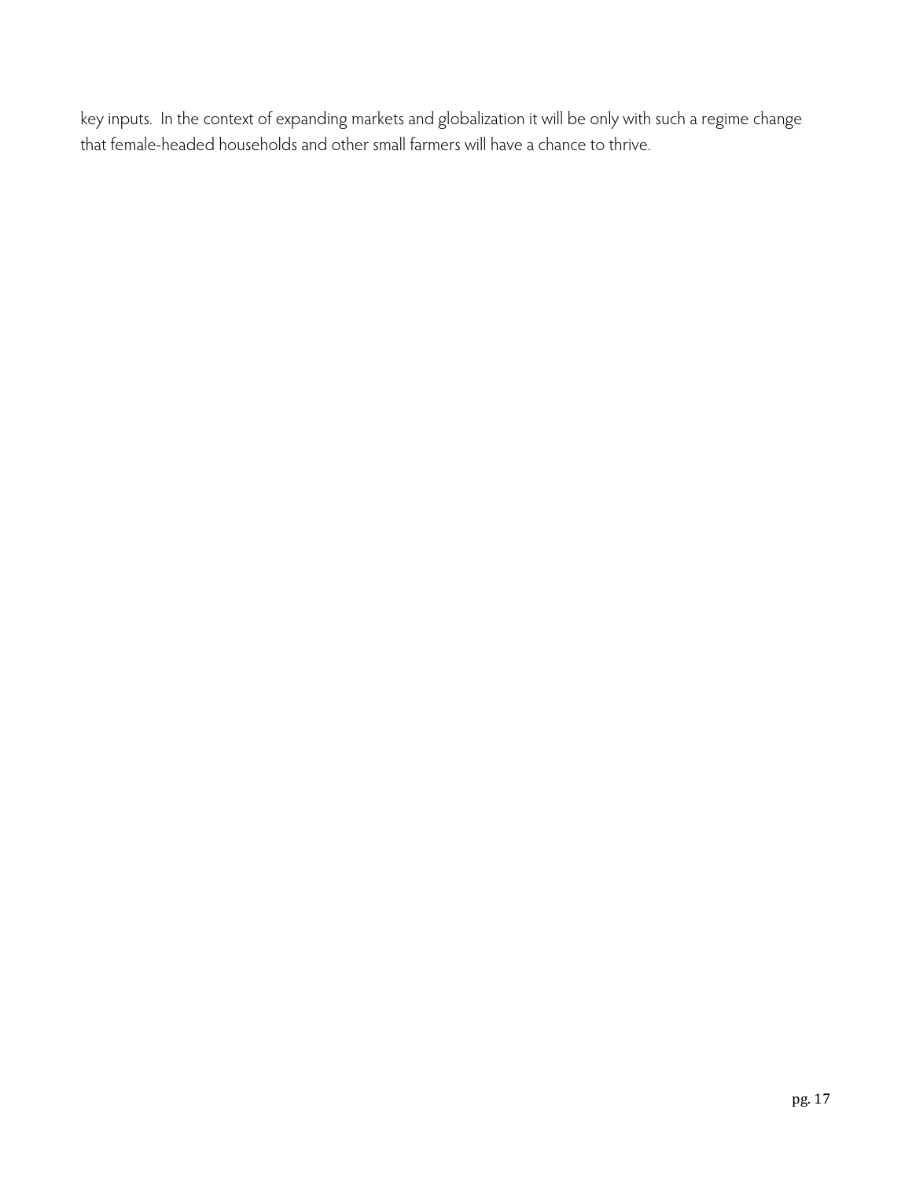key inputs. In the context of expanding markets and globalization it will be only with such a regime change that female-headed households and other small farmers will have a chance to thrive.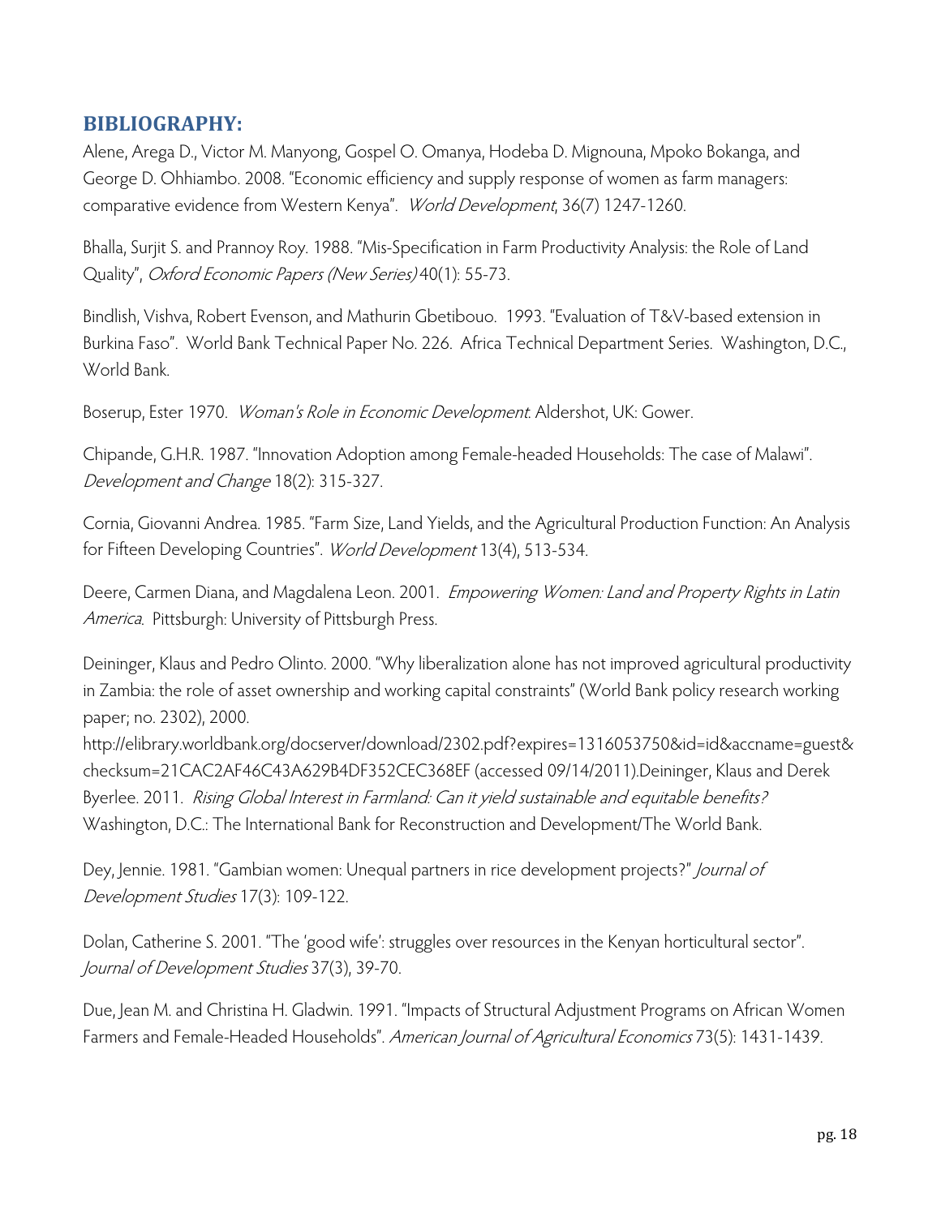## BIBLIOGRAPHY:

Alene, Arega D., Victor M. Manyong, Gospel O. Omanya, Hodeba D. Mignouna, Mpoko Bokanga, and George D. Ohhiambo. 2008. "Economic efficiency and supply response of women as farm managers: comparative evidence from Western Kenya". *World Development*, 36(7) 1247-1260.

Bhalla, Surjit S. and Prannoy Roy. 1988. "Mis-Specification in Farm Productivity Analysis: the Role of Land Quality", *Oxford Economic Papers (New Series)* 40(1): 55-73.

Bindlish, Vishva, Robert Evenson, and Mathurin Gbetibouo. 1993. "Evaluation of T&V-based extension in Burkina Faso". World Bank Technical Paper No. 226. Africa Technical Department Series. Washington, D.C., World Bank.

Boserup, Ester 1970. *Woman's Role in Economic Development*. Aldershot, UK: Gower.

Chipande, G.H.R. 1987. "Innovation Adoption among Female-headed Households: The case of Malawi". *Development and Change* 18(2): 315-327.

Cornia, Giovanni Andrea. 1985. "Farm Size, Land Yields, and the Agricultural Production Function: An Analysis for Fifteen Developing Countries". *World Development* 13(4), 513-534.

Deere, Carmen Diana, and Magdalena Leon. 2001. *Empowering Women: Land and Property Rights in Latin America*. Pittsburgh: University of Pittsburgh Press.

Deininger, Klaus and Pedro Olinto. 2000. "Why liberalization alone has not improved agricultural productivity in Zambia: the role of asset ownership and working capital constraints" (World Bank policy research working paper; no. 2302), 2000. http://elibrary.worldbank.org/docserver/download/2302.pdf?expires=1316053750&id=id&accname=guest&checksum=21CAC2AF46C43A629B4DF352CEC368EF (accessed 09/14/2011).Deininger, Klaus and Derek Byerlee. 2011. *Rising Global Interest in Farmland: Can it yield sustainable and equitable benefits?* Washington, D.C.: The International Bank for Reconstruction and Development/The World Bank.

Dey, Jennie. 1981. "Gambian women: Unequal partners in rice development projects?" *Journal of Development Studies* 17(3): 109-122.

Dolan, Catherine S. 2001. "The 'good wife': struggles over resources in the Kenyan horticultural sector". *Journal of Development Studies* 37(3), 39-70.

Due, Jean M. and Christina H. Gladwin. 1991. "Impacts of Structural Adjustment Programs on African Women Farmers and Female-Headed Households". *American Journal of Agricultural Economics* 73(5): 1431-1439.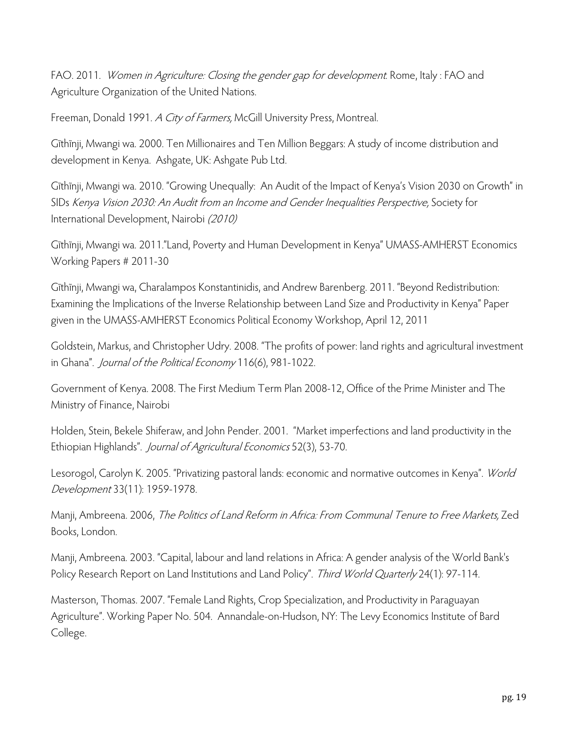FAO. 2011. *Women in Agriculture: Closing the gender gap for development*. Rome, Italy : FAO and Agriculture Organization of the United Nations.

Freeman, Donald 1991. *A City of Farmers*, McGill University Press, Montreal.

Gĩthĩnji, Mwangi wa. 2000. Ten Millionaires and Ten Million Beggars: A study of income distribution and development in Kenya. Ashgate, UK: Ashgate Pub Ltd.

Gĩthĩnji, Mwangi wa. 2010. "Growing Unequally: An Audit of the Impact of Kenya's Vision 2030 on Growth" in SIDs *Kenya Vision 2030: An Audit from an Income and Gender Inequalities Perspective*, Society for International Development, Nairobi *(2010)*

Gĩthĩnji, Mwangi wa. 2011."Land, Poverty and Human Development in Kenya" UMASS-AMHERST Economics Working Papers # 2011-30

Gĩthĩnji, Mwangi wa, Charalampos Konstantinidis, and Andrew Barenberg. 2011. "Beyond Redistribution: Examining the Implications of the Inverse Relationship between Land Size and Productivity in Kenya" Paper given in the UMASS-AMHERST Economics Political Economy Workshop, April 12, 2011

Goldstein, Markus, and Christopher Udry. 2008. "The profits of power: land rights and agricultural investment in Ghana". *Journal of the Political Economy* 116(6), 981-1022.

Government of Kenya. 2008. The First Medium Term Plan 2008-12, Office of the Prime Minister and The Ministry of Finance, Nairobi

Holden, Stein, Bekele Shiferaw, and John Pender. 2001. "Market imperfections and land productivity in the Ethiopian Highlands". *Journal of Agricultural Economics* 52(3), 53-70.

Lesorogol, Carolyn K. 2005. "Privatizing pastoral lands: economic and normative outcomes in Kenya". *World Development* 33(11): 1959-1978.

Manji, Ambreena. 2006, *The Politics of Land Reform in Africa: From Communal Tenure to Free Markets*, Zed Books, London.

Manji, Ambreena. 2003. "Capital, labour and land relations in Africa: A gender analysis of the World Bank's Policy Research Report on Land Institutions and Land Policy". *Third World Quarterly* 24(1): 97-114.

Masterson, Thomas. 2007. "Female Land Rights, Crop Specialization, and Productivity in Paraguayan Agriculture". Working Paper No. 504. Annandale-on-Hudson, NY: The Levy Economics Institute of Bard College.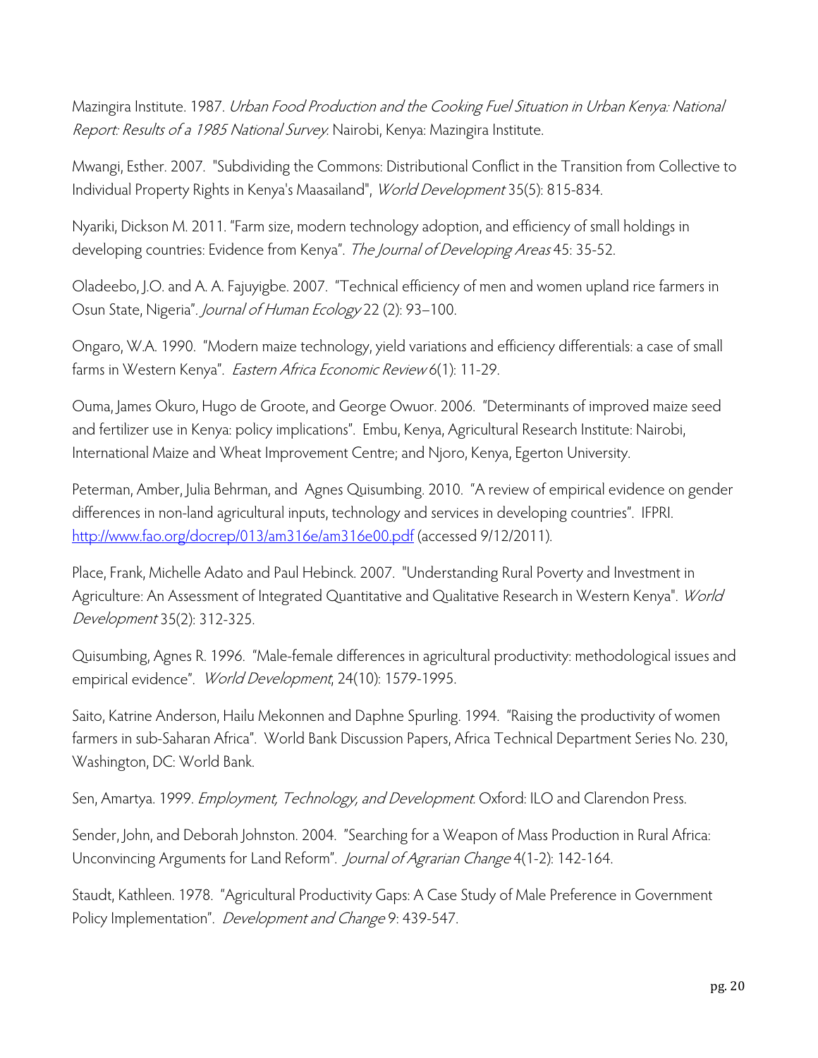Mazingira Institute. 1987. *Urban Food Production and the Cooking Fuel Situation in Urban Kenya: National Report: Results of a 1985 National Survey.* Nairobi, Kenya: Mazingira Institute.

Mwangi, Esther. 2007. "Subdividing the Commons: Distributional Conflict in the Transition from Collective to Individual Property Rights in Kenya's Maasailand", *World Development* 35(5): 815-834.

Nyariki, Dickson M. 2011. "Farm size, modern technology adoption, and efficiency of small holdings in developing countries: Evidence from Kenya". *The Journal of Developing Areas* 45: 35-52.

Oladeebo, J.O. and A. A. Fajuyigbe. 2007. "Technical efficiency of men and women upland rice farmers in Osun State, Nigeria". *Journal of Human Ecology* 22 (2): 93–100.

Ongaro, W.A. 1990. "Modern maize technology, yield variations and efficiency differentials: a case of small farms in Western Kenya". *Eastern Africa Economic Review* 6(1): 11-29.

Ouma, James Okuro, Hugo de Groote, and George Owuor. 2006. "Determinants of improved maize seed and fertilizer use in Kenya: policy implications". Embu, Kenya, Agricultural Research Institute: Nairobi, International Maize and Wheat Improvement Centre; and Njoro, Kenya, Egerton University.

Peterman, Amber, Julia Behrman, and Agnes Quisumbing. 2010. "A review of empirical evidence on gender differences in non-land agricultural inputs, technology and services in developing countries". IFPRI. http://www.fao.org/docrep/013/am316e/am316e00.pdf (accessed 9/12/2011).

Place, Frank, Michelle Adato and Paul Hebinck. 2007. "Understanding Rural Poverty and Investment in Agriculture: An Assessment of Integrated Quantitative and Qualitative Research in Western Kenya". *World Development* 35(2): 312-325.

Quisumbing, Agnes R. 1996. "Male-female differences in agricultural productivity: methodological issues and empirical evidence". *World Development*, 24(10): 1579-1995.

Saito, Katrine Anderson, Hailu Mekonnen and Daphne Spurling. 1994. "Raising the productivity of women farmers in sub-Saharan Africa". World Bank Discussion Papers, Africa Technical Department Series No. 230, Washington, DC: World Bank.

Sen, Amartya. 1999. *Employment, Technology, and Development.* Oxford: ILO and Clarendon Press.

Sender, John, and Deborah Johnston. 2004. "Searching for a Weapon of Mass Production in Rural Africa: Unconvincing Arguments for Land Reform". *Journal of Agrarian Change* 4(1-2): 142-164.

Staudt, Kathleen. 1978. "Agricultural Productivity Gaps: A Case Study of Male Preference in Government Policy Implementation". *Development and Change* 9: 439-547.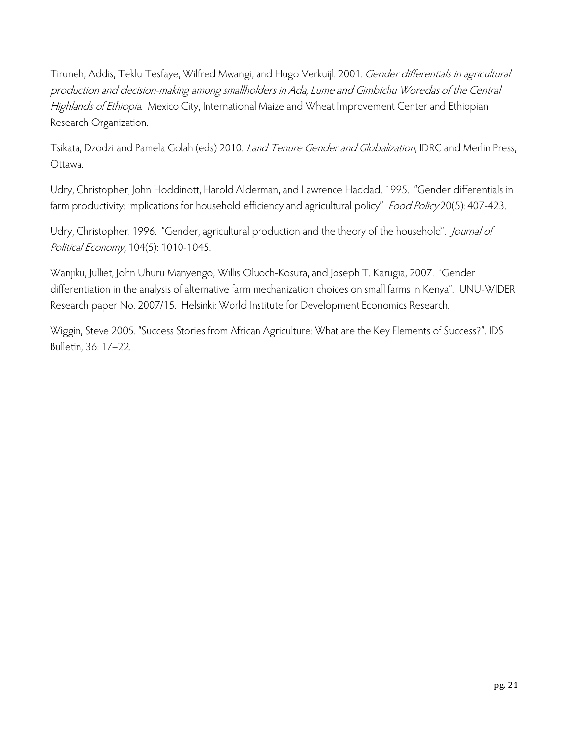Tiruneh, Addis, Teklu Tesfaye, Wilfred Mwangi, and Hugo Verkuijl. 2001. *Gender differentials in agricultural production and decision-making among smallholders in Ada, Lume and Gimbichu Woredas of the Central Highlands of Ethiopia*. Mexico City, International Maize and Wheat Improvement Center and Ethiopian Research Organization.

Tsikata, Dzodzi and Pamela Golah (eds) 2010. *Land Tenure Gender and Globalization*, IDRC and Merlin Press, Ottawa.

Udry, Christopher, John Hoddinott, Harold Alderman, and Lawrence Haddad. 1995. "Gender differentials in farm productivity: implications for household efficiency and agricultural policy" *Food Policy* 20(5): 407-423.

Udry, Christopher. 1996. "Gender, agricultural production and the theory of the household". *Journal of Political Economy*, 104(5): 1010-1045.

Wanjiku, Julliet, John Uhuru Manyengo, Willis Oluoch-Kosura, and Joseph T. Karugia, 2007. "Gender differentiation in the analysis of alternative farm mechanization choices on small farms in Kenya". UNU-WIDER Research paper No. 2007/15. Helsinki: World Institute for Development Economics Research.

Wiggin, Steve 2005. "Success Stories from African Agriculture: What are the Key Elements of Success?". IDS Bulletin, 36: 17–22.